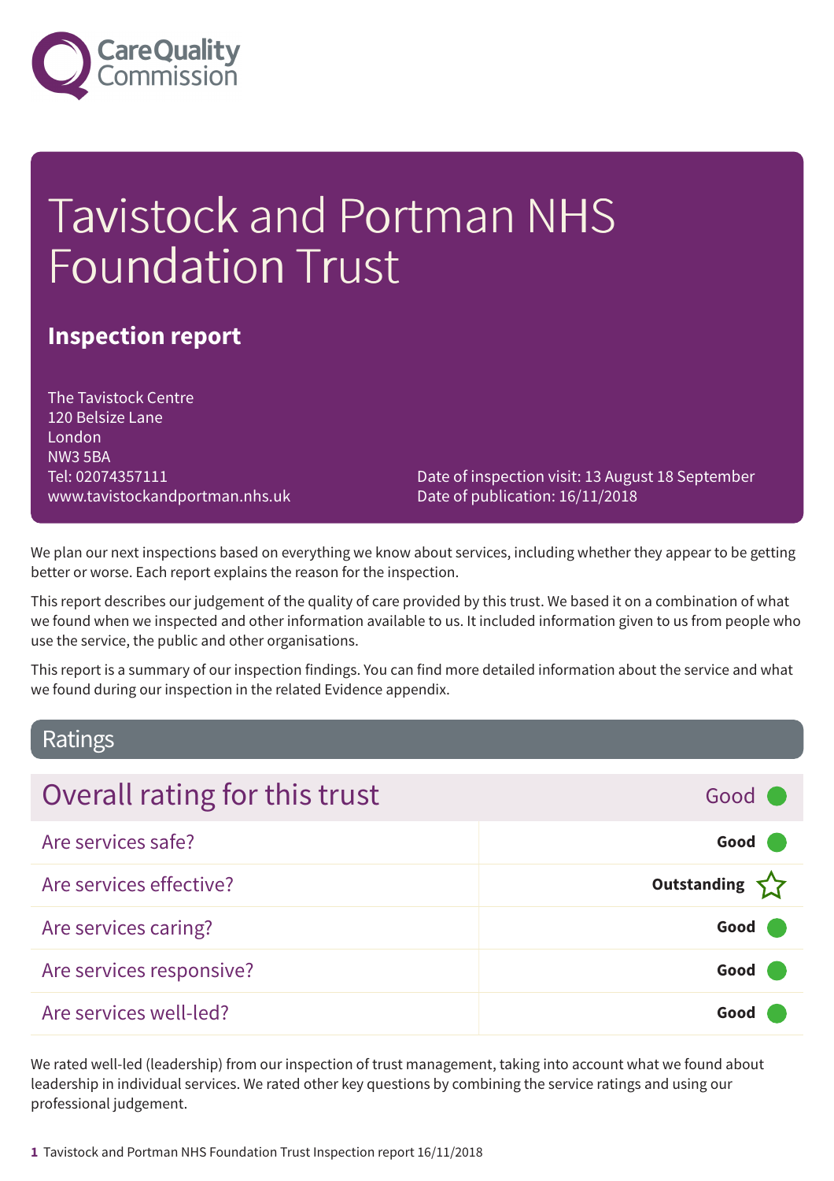Care Quality Commission

# Tavistock and Portman NHS Foundation Trust

## Inspection report

The Tavistock Centre
120 Belsize Lane
London
NW3 5BA
Tel: 02074357111
www.tavistockandportman.nhs.uk

Date of inspection visit: 13 August 18 September
Date of publication: 16/11/2018

We plan our next inspections based on everything we know about services, including whether they appear to be getting better or worse. Each report explains the reason for the inspection.

This report describes our judgement of the quality of care provided by this trust. We based it on a combination of what we found when we inspected and other information available to us. It included information given to us from people who use the service, the public and other organisations.

This report is a summary of our inspection findings. You can find more detailed information about the service and what we found during our inspection in the related Evidence appendix.

## Ratings

| Overall rating for this trust | Good |
|---|---|
| Are services safe? | **Good** |
| Are services effective? | **Outstanding** |
| Are services caring? | **Good** |
| Are services responsive? | **Good** |
| Are services well-led? | **Good** |

We rated well-led (leadership) from our inspection of trust management, taking into account what we found about leadership in individual services. We rated other key questions by combining the service ratings and using our professional judgement.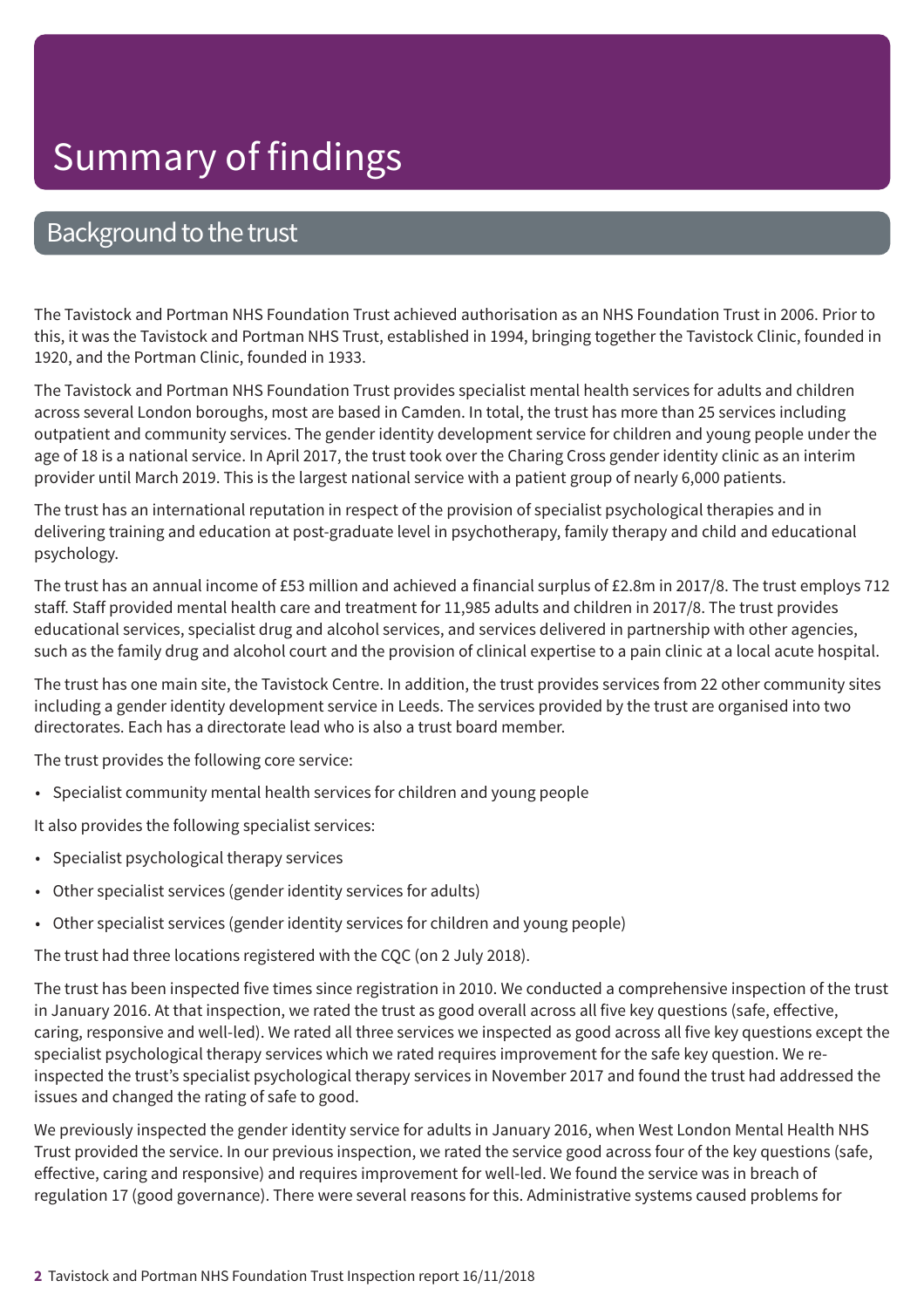# Summary of findings

## Background to the trust

The Tavistock and Portman NHS Foundation Trust achieved authorisation as an NHS Foundation Trust in 2006. Prior to this, it was the Tavistock and Portman NHS Trust, established in 1994, bringing together the Tavistock Clinic, founded in 1920, and the Portman Clinic, founded in 1933.

The Tavistock and Portman NHS Foundation Trust provides specialist mental health services for adults and children across several London boroughs, most are based in Camden. In total, the trust has more than 25 services including outpatient and community services. The gender identity development service for children and young people under the age of 18 is a national service. In April 2017, the trust took over the Charing Cross gender identity clinic as an interim provider until March 2019. This is the largest national service with a patient group of nearly 6,000 patients.

The trust has an international reputation in respect of the provision of specialist psychological therapies and in delivering training and education at post-graduate level in psychotherapy, family therapy and child and educational psychology.

The trust has an annual income of £53 million and achieved a financial surplus of £2.8m in 2017/8. The trust employs 712 staff. Staff provided mental health care and treatment for 11,985 adults and children in 2017/8. The trust provides educational services, specialist drug and alcohol services, and services delivered in partnership with other agencies, such as the family drug and alcohol court and the provision of clinical expertise to a pain clinic at a local acute hospital.

The trust has one main site, the Tavistock Centre. In addition, the trust provides services from 22 other community sites including a gender identity development service in Leeds. The services provided by the trust are organised into two directorates. Each has a directorate lead who is also a trust board member.

The trust provides the following core service:

- Specialist community mental health services for children and young people

It also provides the following specialist services:

- Specialist psychological therapy services
- Other specialist services (gender identity services for adults)
- Other specialist services (gender identity services for children and young people)

The trust had three locations registered with the CQC (on 2 July 2018).

The trust has been inspected five times since registration in 2010. We conducted a comprehensive inspection of the trust in January 2016. At that inspection, we rated the trust as good overall across all five key questions (safe, effective, caring, responsive and well-led). We rated all three services we inspected as good across all five key questions except the specialist psychological therapy services which we rated requires improvement for the safe key question. We re-inspected the trust's specialist psychological therapy services in November 2017 and found the trust had addressed the issues and changed the rating of safe to good.

We previously inspected the gender identity service for adults in January 2016, when West London Mental Health NHS Trust provided the service. In our previous inspection, we rated the service good across four of the key questions (safe, effective, caring and responsive) and requires improvement for well-led. We found the service was in breach of regulation 17 (good governance). There were several reasons for this. Administrative systems caused problems for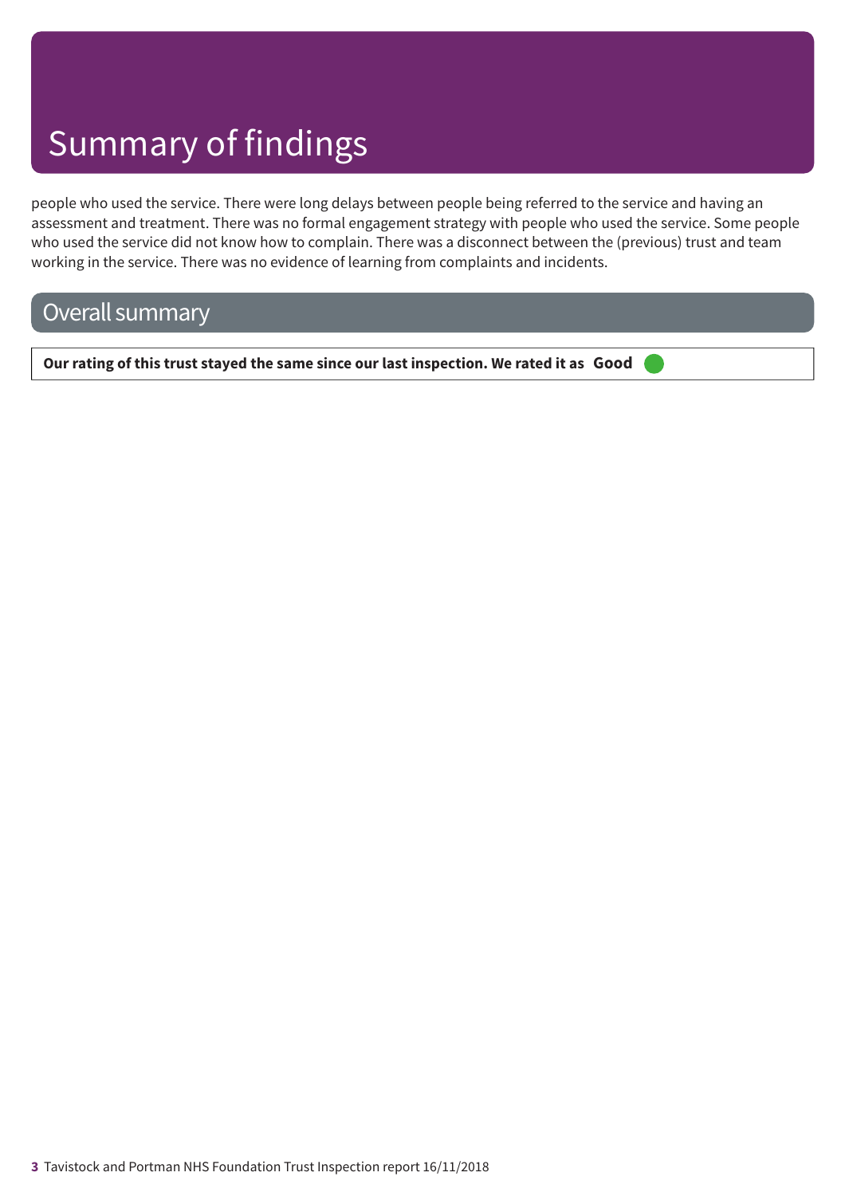# Summary of findings

people who used the service. There were long delays between people being referred to the service and having an assessment and treatment. There was no formal engagement strategy with people who used the service. Some people who used the service did not know how to complain. There was a disconnect between the (previous) trust and team working in the service. There was no evidence of learning from complaints and incidents.

## Overall summary

**Our rating of this trust stayed the same since our last inspection. We rated it as Good**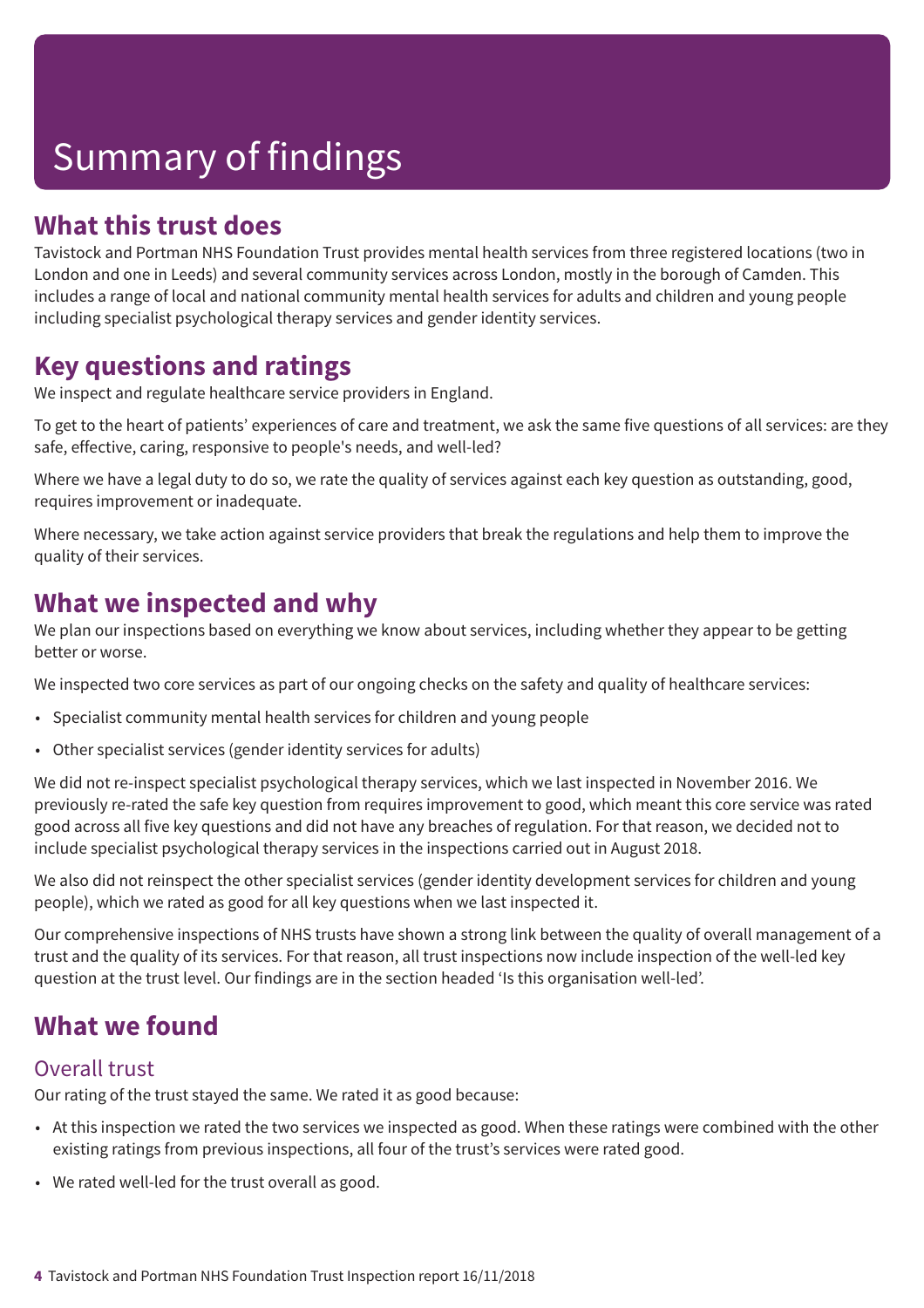# Summary of findings

## What this trust does

Tavistock and Portman NHS Foundation Trust provides mental health services from three registered locations (two in London and one in Leeds) and several community services across London, mostly in the borough of Camden. This includes a range of local and national community mental health services for adults and children and young people including specialist psychological therapy services and gender identity services.

## Key questions and ratings

We inspect and regulate healthcare service providers in England.

To get to the heart of patients' experiences of care and treatment, we ask the same five questions of all services: are they safe, effective, caring, responsive to people's needs, and well-led?

Where we have a legal duty to do so, we rate the quality of services against each key question as outstanding, good, requires improvement or inadequate.

Where necessary, we take action against service providers that break the regulations and help them to improve the quality of their services.

## What we inspected and why

We plan our inspections based on everything we know about services, including whether they appear to be getting better or worse.

We inspected two core services as part of our ongoing checks on the safety and quality of healthcare services:

- Specialist community mental health services for children and young people
- Other specialist services (gender identity services for adults)

We did not re-inspect specialist psychological therapy services, which we last inspected in November 2016. We previously re-rated the safe key question from requires improvement to good, which meant this core service was rated good across all five key questions and did not have any breaches of regulation. For that reason, we decided not to include specialist psychological therapy services in the inspections carried out in August 2018.

We also did not reinspect the other specialist services (gender identity development services for children and young people), which we rated as good for all key questions when we last inspected it.

Our comprehensive inspections of NHS trusts have shown a strong link between the quality of overall management of a trust and the quality of its services. For that reason, all trust inspections now include inspection of the well-led key question at the trust level. Our findings are in the section headed 'Is this organisation well-led'.

## What we found

### Overall trust

Our rating of the trust stayed the same. We rated it as good because:

- At this inspection we rated the two services we inspected as good. When these ratings were combined with the other existing ratings from previous inspections, all four of the trust's services were rated good.
- We rated well-led for the trust overall as good.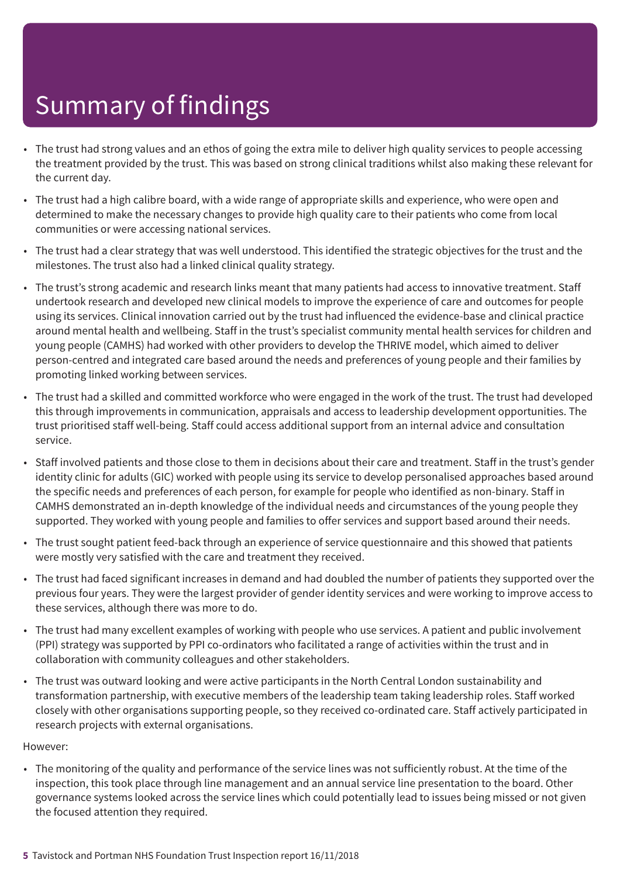# Summary of findings

- The trust had strong values and an ethos of going the extra mile to deliver high quality services to people accessing the treatment provided by the trust. This was based on strong clinical traditions whilst also making these relevant for the current day.
- The trust had a high calibre board, with a wide range of appropriate skills and experience, who were open and determined to make the necessary changes to provide high quality care to their patients who come from local communities or were accessing national services.
- The trust had a clear strategy that was well understood. This identified the strategic objectives for the trust and the milestones. The trust also had a linked clinical quality strategy.
- The trust's strong academic and research links meant that many patients had access to innovative treatment. Staff undertook research and developed new clinical models to improve the experience of care and outcomes for people using its services. Clinical innovation carried out by the trust had influenced the evidence-base and clinical practice around mental health and wellbeing. Staff in the trust's specialist community mental health services for children and young people (CAMHS) had worked with other providers to develop the THRIVE model, which aimed to deliver person-centred and integrated care based around the needs and preferences of young people and their families by promoting linked working between services.
- The trust had a skilled and committed workforce who were engaged in the work of the trust. The trust had developed this through improvements in communication, appraisals and access to leadership development opportunities. The trust prioritised staff well-being. Staff could access additional support from an internal advice and consultation service.
- Staff involved patients and those close to them in decisions about their care and treatment. Staff in the trust's gender identity clinic for adults (GIC) worked with people using its service to develop personalised approaches based around the specific needs and preferences of each person, for example for people who identified as non-binary. Staff in CAMHS demonstrated an in-depth knowledge of the individual needs and circumstances of the young people they supported. They worked with young people and families to offer services and support based around their needs.
- The trust sought patient feed-back through an experience of service questionnaire and this showed that patients were mostly very satisfied with the care and treatment they received.
- The trust had faced significant increases in demand and had doubled the number of patients they supported over the previous four years. They were the largest provider of gender identity services and were working to improve access to these services, although there was more to do.
- The trust had many excellent examples of working with people who use services. A patient and public involvement (PPI) strategy was supported by PPI co-ordinators who facilitated a range of activities within the trust and in collaboration with community colleagues and other stakeholders.
- The trust was outward looking and were active participants in the North Central London sustainability and transformation partnership, with executive members of the leadership team taking leadership roles. Staff worked closely with other organisations supporting people, so they received co-ordinated care. Staff actively participated in research projects with external organisations.

However:

- The monitoring of the quality and performance of the service lines was not sufficiently robust. At the time of the inspection, this took place through line management and an annual service line presentation to the board. Other governance systems looked across the service lines which could potentially lead to issues being missed or not given the focused attention they required.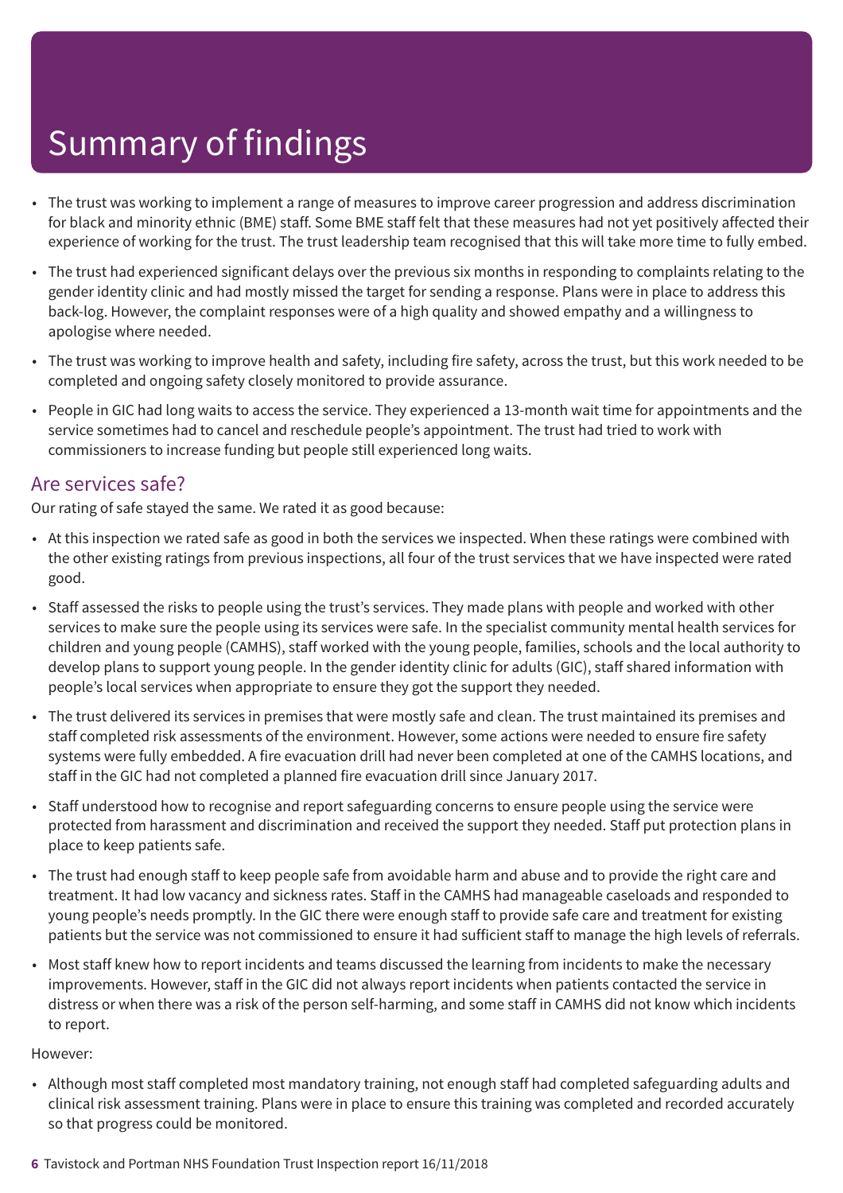# Summary of findings

- The trust was working to implement a range of measures to improve career progression and address discrimination for black and minority ethnic (BME) staff. Some BME staff felt that these measures had not yet positively affected their experience of working for the trust. The trust leadership team recognised that this will take more time to fully embed.
- The trust had experienced significant delays over the previous six months in responding to complaints relating to the gender identity clinic and had mostly missed the target for sending a response. Plans were in place to address this back-log. However, the complaint responses were of a high quality and showed empathy and a willingness to apologise where needed.
- The trust was working to improve health and safety, including fire safety, across the trust, but this work needed to be completed and ongoing safety closely monitored to provide assurance.
- People in GIC had long waits to access the service. They experienced a 13-month wait time for appointments and the service sometimes had to cancel and reschedule people's appointment. The trust had tried to work with commissioners to increase funding but people still experienced long waits.

## Are services safe?

Our rating of safe stayed the same. We rated it as good because:

- At this inspection we rated safe as good in both the services we inspected. When these ratings were combined with the other existing ratings from previous inspections, all four of the trust services that we have inspected were rated good.
- Staff assessed the risks to people using the trust's services. They made plans with people and worked with other services to make sure the people using its services were safe. In the specialist community mental health services for children and young people (CAMHS), staff worked with the young people, families, schools and the local authority to develop plans to support young people. In the gender identity clinic for adults (GIC), staff shared information with people's local services when appropriate to ensure they got the support they needed.
- The trust delivered its services in premises that were mostly safe and clean. The trust maintained its premises and staff completed risk assessments of the environment. However, some actions were needed to ensure fire safety systems were fully embedded. A fire evacuation drill had never been completed at one of the CAMHS locations, and staff in the GIC had not completed a planned fire evacuation drill since January 2017.
- Staff understood how to recognise and report safeguarding concerns to ensure people using the service were protected from harassment and discrimination and received the support they needed. Staff put protection plans in place to keep patients safe.
- The trust had enough staff to keep people safe from avoidable harm and abuse and to provide the right care and treatment. It had low vacancy and sickness rates. Staff in the CAMHS had manageable caseloads and responded to young people's needs promptly. In the GIC there were enough staff to provide safe care and treatment for existing patients but the service was not commissioned to ensure it had sufficient staff to manage the high levels of referrals.
- Most staff knew how to report incidents and teams discussed the learning from incidents to make the necessary improvements. However, staff in the GIC did not always report incidents when patients contacted the service in distress or when there was a risk of the person self-harming, and some staff in CAMHS did not know which incidents to report.

However:

- Although most staff completed most mandatory training, not enough staff had completed safeguarding adults and clinical risk assessment training. Plans were in place to ensure this training was completed and recorded accurately so that progress could be monitored.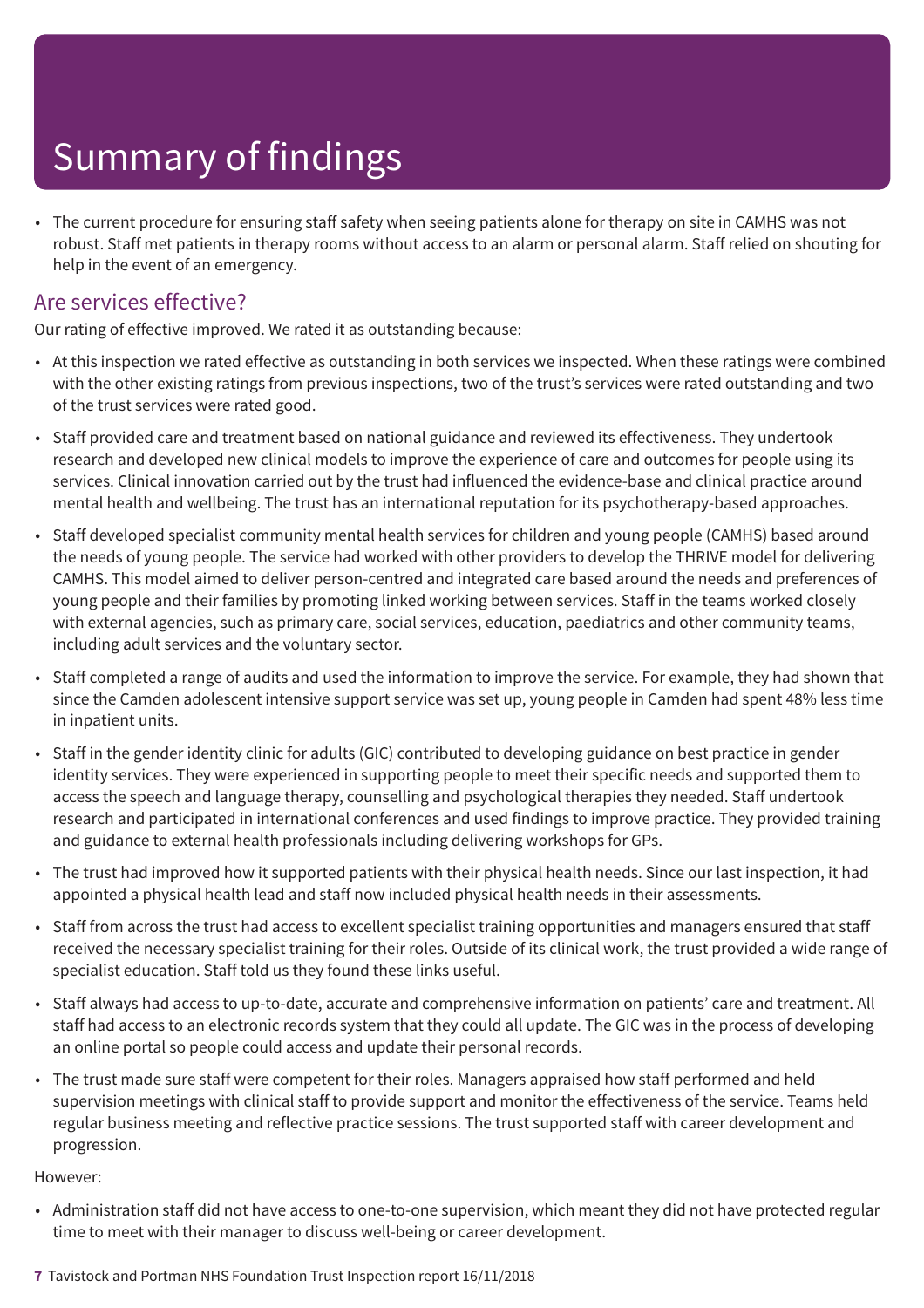# Summary of findings

- The current procedure for ensuring staff safety when seeing patients alone for therapy on site in CAMHS was not robust. Staff met patients in therapy rooms without access to an alarm or personal alarm. Staff relied on shouting for help in the event of an emergency.

## Are services effective?

Our rating of effective improved. We rated it as outstanding because:

- At this inspection we rated effective as outstanding in both services we inspected. When these ratings were combined with the other existing ratings from previous inspections, two of the trust's services were rated outstanding and two of the trust services were rated good.
- Staff provided care and treatment based on national guidance and reviewed its effectiveness. They undertook research and developed new clinical models to improve the experience of care and outcomes for people using its services. Clinical innovation carried out by the trust had influenced the evidence-base and clinical practice around mental health and wellbeing. The trust has an international reputation for its psychotherapy-based approaches.
- Staff developed specialist community mental health services for children and young people (CAMHS) based around the needs of young people. The service had worked with other providers to develop the THRIVE model for delivering CAMHS. This model aimed to deliver person-centred and integrated care based around the needs and preferences of young people and their families by promoting linked working between services. Staff in the teams worked closely with external agencies, such as primary care, social services, education, paediatrics and other community teams, including adult services and the voluntary sector.
- Staff completed a range of audits and used the information to improve the service. For example, they had shown that since the Camden adolescent intensive support service was set up, young people in Camden had spent 48% less time in inpatient units.
- Staff in the gender identity clinic for adults (GIC) contributed to developing guidance on best practice in gender identity services. They were experienced in supporting people to meet their specific needs and supported them to access the speech and language therapy, counselling and psychological therapies they needed. Staff undertook research and participated in international conferences and used findings to improve practice. They provided training and guidance to external health professionals including delivering workshops for GPs.
- The trust had improved how it supported patients with their physical health needs. Since our last inspection, it had appointed a physical health lead and staff now included physical health needs in their assessments.
- Staff from across the trust had access to excellent specialist training opportunities and managers ensured that staff received the necessary specialist training for their roles. Outside of its clinical work, the trust provided a wide range of specialist education. Staff told us they found these links useful.
- Staff always had access to up-to-date, accurate and comprehensive information on patients' care and treatment. All staff had access to an electronic records system that they could all update. The GIC was in the process of developing an online portal so people could access and update their personal records.
- The trust made sure staff were competent for their roles. Managers appraised how staff performed and held supervision meetings with clinical staff to provide support and monitor the effectiveness of the service. Teams held regular business meeting and reflective practice sessions. The trust supported staff with career development and progression.

However:

- Administration staff did not have access to one-to-one supervision, which meant they did not have protected regular time to meet with their manager to discuss well-being or career development.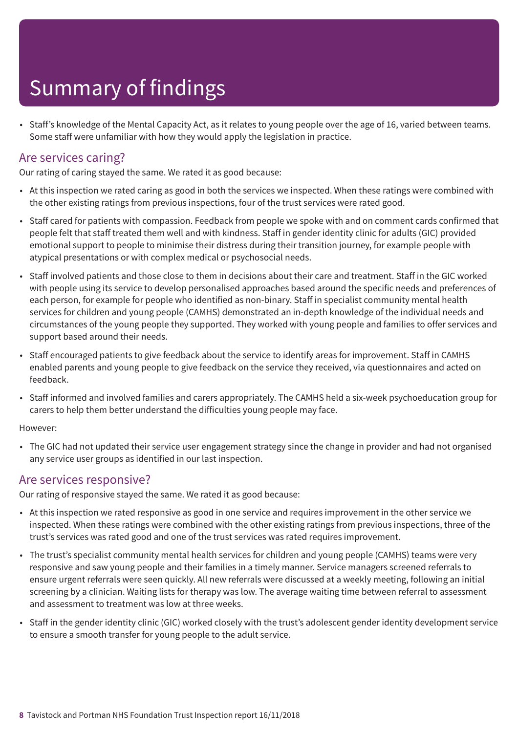# Summary of findings

- Staff's knowledge of the Mental Capacity Act, as it relates to young people over the age of 16, varied between teams. Some staff were unfamiliar with how they would apply the legislation in practice.

## Are services caring?

Our rating of caring stayed the same. We rated it as good because:

- At this inspection we rated caring as good in both the services we inspected. When these ratings were combined with the other existing ratings from previous inspections, four of the trust services were rated good.
- Staff cared for patients with compassion. Feedback from people we spoke with and on comment cards confirmed that people felt that staff treated them well and with kindness. Staff in gender identity clinic for adults (GIC) provided emotional support to people to minimise their distress during their transition journey, for example people with atypical presentations or with complex medical or psychosocial needs.
- Staff involved patients and those close to them in decisions about their care and treatment. Staff in the GIC worked with people using its service to develop personalised approaches based around the specific needs and preferences of each person, for example for people who identified as non-binary. Staff in specialist community mental health services for children and young people (CAMHS) demonstrated an in-depth knowledge of the individual needs and circumstances of the young people they supported. They worked with young people and families to offer services and support based around their needs.
- Staff encouraged patients to give feedback about the service to identify areas for improvement. Staff in CAMHS enabled parents and young people to give feedback on the service they received, via questionnaires and acted on feedback.
- Staff informed and involved families and carers appropriately. The CAMHS held a six-week psychoeducation group for carers to help them better understand the difficulties young people may face.

However:

- The GIC had not updated their service user engagement strategy since the change in provider and had not organised any service user groups as identified in our last inspection.

## Are services responsive?

Our rating of responsive stayed the same. We rated it as good because:

- At this inspection we rated responsive as good in one service and requires improvement in the other service we inspected. When these ratings were combined with the other existing ratings from previous inspections, three of the trust's services was rated good and one of the trust services was rated requires improvement.
- The trust's specialist community mental health services for children and young people (CAMHS) teams were very responsive and saw young people and their families in a timely manner. Service managers screened referrals to ensure urgent referrals were seen quickly. All new referrals were discussed at a weekly meeting, following an initial screening by a clinician. Waiting lists for therapy was low. The average waiting time between referral to assessment and assessment to treatment was low at three weeks.
- Staff in the gender identity clinic (GIC) worked closely with the trust's adolescent gender identity development service to ensure a smooth transfer for young people to the adult service.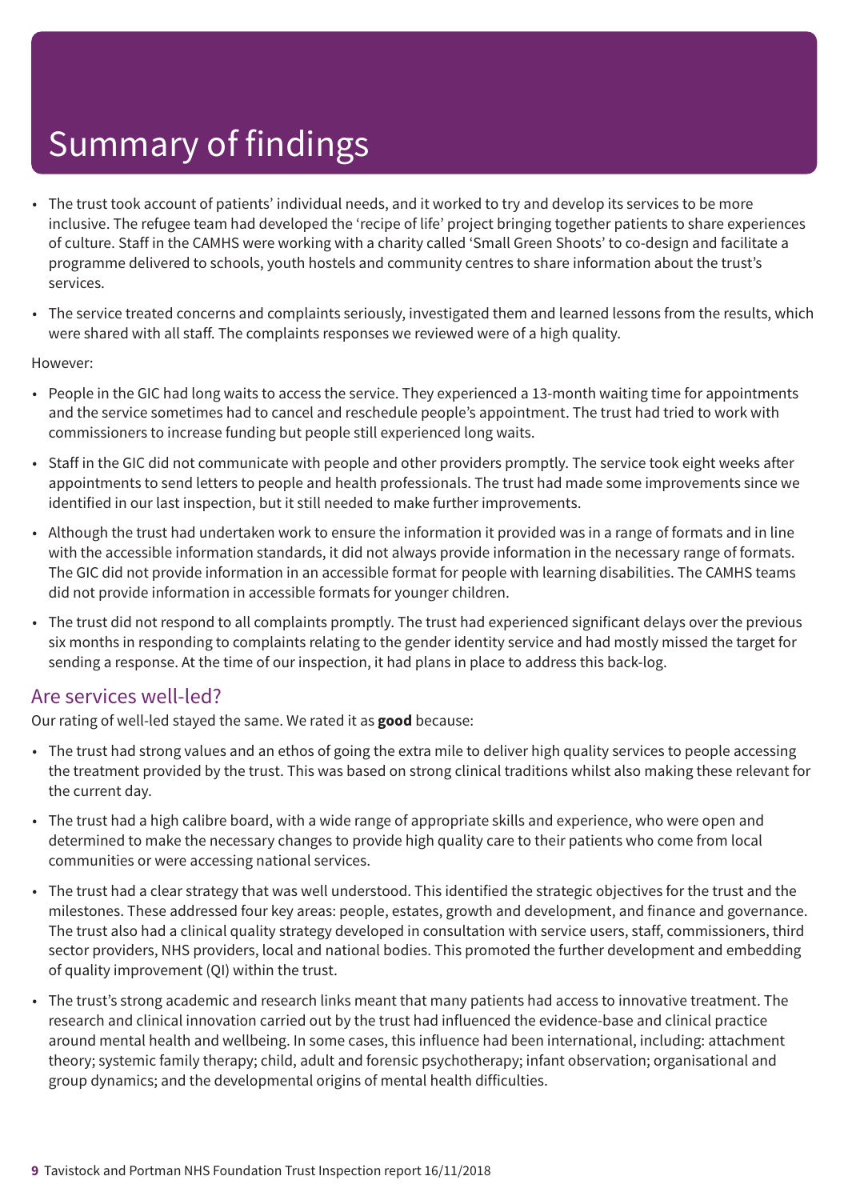# Summary of findings

- The trust took account of patients' individual needs, and it worked to try and develop its services to be more inclusive. The refugee team had developed the 'recipe of life' project bringing together patients to share experiences of culture. Staff in the CAMHS were working with a charity called 'Small Green Shoots' to co-design and facilitate a programme delivered to schools, youth hostels and community centres to share information about the trust's services.
- The service treated concerns and complaints seriously, investigated them and learned lessons from the results, which were shared with all staff. The complaints responses we reviewed were of a high quality.

However:

- People in the GIC had long waits to access the service. They experienced a 13-month waiting time for appointments and the service sometimes had to cancel and reschedule people's appointment. The trust had tried to work with commissioners to increase funding but people still experienced long waits.
- Staff in the GIC did not communicate with people and other providers promptly. The service took eight weeks after appointments to send letters to people and health professionals. The trust had made some improvements since we identified in our last inspection, but it still needed to make further improvements.
- Although the trust had undertaken work to ensure the information it provided was in a range of formats and in line with the accessible information standards, it did not always provide information in the necessary range of formats. The GIC did not provide information in an accessible format for people with learning disabilities. The CAMHS teams did not provide information in accessible formats for younger children.
- The trust did not respond to all complaints promptly. The trust had experienced significant delays over the previous six months in responding to complaints relating to the gender identity service and had mostly missed the target for sending a response. At the time of our inspection, it had plans in place to address this back-log.

## Are services well-led?

Our rating of well-led stayed the same. We rated it as **good** because:

- The trust had strong values and an ethos of going the extra mile to deliver high quality services to people accessing the treatment provided by the trust. This was based on strong clinical traditions whilst also making these relevant for the current day.
- The trust had a high calibre board, with a wide range of appropriate skills and experience, who were open and determined to make the necessary changes to provide high quality care to their patients who come from local communities or were accessing national services.
- The trust had a clear strategy that was well understood. This identified the strategic objectives for the trust and the milestones. These addressed four key areas: people, estates, growth and development, and finance and governance. The trust also had a clinical quality strategy developed in consultation with service users, staff, commissioners, third sector providers, NHS providers, local and national bodies. This promoted the further development and embedding of quality improvement (QI) within the trust.
- The trust's strong academic and research links meant that many patients had access to innovative treatment. The research and clinical innovation carried out by the trust had influenced the evidence-base and clinical practice around mental health and wellbeing. In some cases, this influence had been international, including: attachment theory; systemic family therapy; child, adult and forensic psychotherapy; infant observation; organisational and group dynamics; and the developmental origins of mental health difficulties.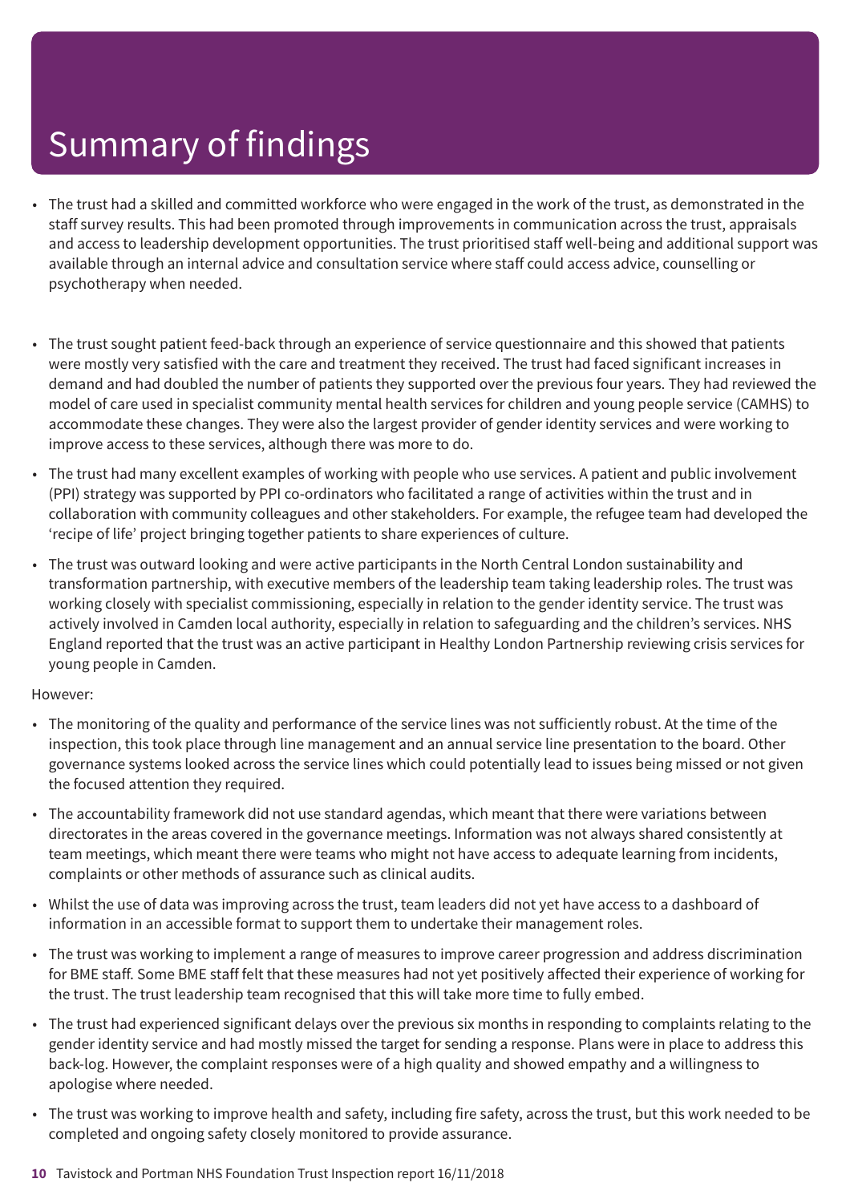# Summary of findings

- The trust had a skilled and committed workforce who were engaged in the work of the trust, as demonstrated in the staff survey results. This had been promoted through improvements in communication across the trust, appraisals and access to leadership development opportunities. The trust prioritised staff well-being and additional support was available through an internal advice and consultation service where staff could access advice, counselling or psychotherapy when needed.
- The trust sought patient feed-back through an experience of service questionnaire and this showed that patients were mostly very satisfied with the care and treatment they received. The trust had faced significant increases in demand and had doubled the number of patients they supported over the previous four years. They had reviewed the model of care used in specialist community mental health services for children and young people service (CAMHS) to accommodate these changes. They were also the largest provider of gender identity services and were working to improve access to these services, although there was more to do.
- The trust had many excellent examples of working with people who use services. A patient and public involvement (PPI) strategy was supported by PPI co-ordinators who facilitated a range of activities within the trust and in collaboration with community colleagues and other stakeholders. For example, the refugee team had developed the 'recipe of life' project bringing together patients to share experiences of culture.
- The trust was outward looking and were active participants in the North Central London sustainability and transformation partnership, with executive members of the leadership team taking leadership roles. The trust was working closely with specialist commissioning, especially in relation to the gender identity service. The trust was actively involved in Camden local authority, especially in relation to safeguarding and the children's services. NHS England reported that the trust was an active participant in Healthy London Partnership reviewing crisis services for young people in Camden.

However:

- The monitoring of the quality and performance of the service lines was not sufficiently robust. At the time of the inspection, this took place through line management and an annual service line presentation to the board. Other governance systems looked across the service lines which could potentially lead to issues being missed or not given the focused attention they required.
- The accountability framework did not use standard agendas, which meant that there were variations between directorates in the areas covered in the governance meetings. Information was not always shared consistently at team meetings, which meant there were teams who might not have access to adequate learning from incidents, complaints or other methods of assurance such as clinical audits.
- Whilst the use of data was improving across the trust, team leaders did not yet have access to a dashboard of information in an accessible format to support them to undertake their management roles.
- The trust was working to implement a range of measures to improve career progression and address discrimination for BME staff. Some BME staff felt that these measures had not yet positively affected their experience of working for the trust. The trust leadership team recognised that this will take more time to fully embed.
- The trust had experienced significant delays over the previous six months in responding to complaints relating to the gender identity service and had mostly missed the target for sending a response. Plans were in place to address this back-log. However, the complaint responses were of a high quality and showed empathy and a willingness to apologise where needed.
- The trust was working to improve health and safety, including fire safety, across the trust, but this work needed to be completed and ongoing safety closely monitored to provide assurance.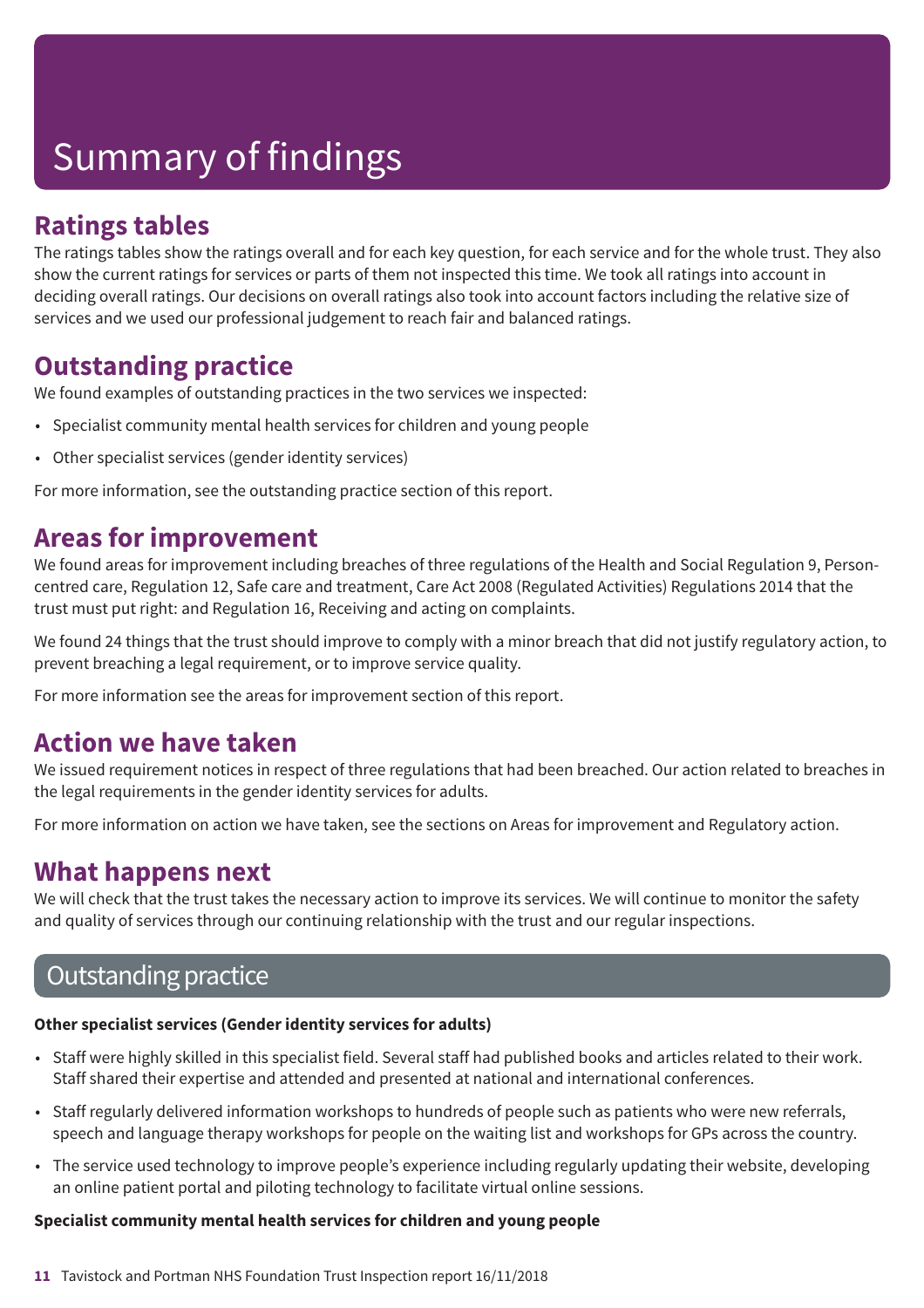# Summary of findings

## Ratings tables

The ratings tables show the ratings overall and for each key question, for each service and for the whole trust. They also show the current ratings for services or parts of them not inspected this time. We took all ratings into account in deciding overall ratings. Our decisions on overall ratings also took into account factors including the relative size of services and we used our professional judgement to reach fair and balanced ratings.

## Outstanding practice

We found examples of outstanding practices in the two services we inspected:

- Specialist community mental health services for children and young people
- Other specialist services (gender identity services)

For more information, see the outstanding practice section of this report.

## Areas for improvement

We found areas for improvement including breaches of three regulations of the Health and Social Regulation 9, Person-centred care, Regulation 12, Safe care and treatment, Care Act 2008 (Regulated Activities) Regulations 2014 that the trust must put right: and Regulation 16, Receiving and acting on complaints.

We found 24 things that the trust should improve to comply with a minor breach that did not justify regulatory action, to prevent breaching a legal requirement, or to improve service quality.

For more information see the areas for improvement section of this report.

## Action we have taken

We issued requirement notices in respect of three regulations that had been breached. Our action related to breaches in the legal requirements in the gender identity services for adults.

For more information on action we have taken, see the sections on Areas for improvement and Regulatory action.

## What happens next

We will check that the trust takes the necessary action to improve its services. We will continue to monitor the safety and quality of services through our continuing relationship with the trust and our regular inspections.

## Outstanding practice

**Other specialist services (Gender identity services for adults)**

- Staff were highly skilled in this specialist field. Several staff had published books and articles related to their work. Staff shared their expertise and attended and presented at national and international conferences.
- Staff regularly delivered information workshops to hundreds of people such as patients who were new referrals, speech and language therapy workshops for people on the waiting list and workshops for GPs across the country.
- The service used technology to improve people's experience including regularly updating their website, developing an online patient portal and piloting technology to facilitate virtual online sessions.

**Specialist community mental health services for children and young people**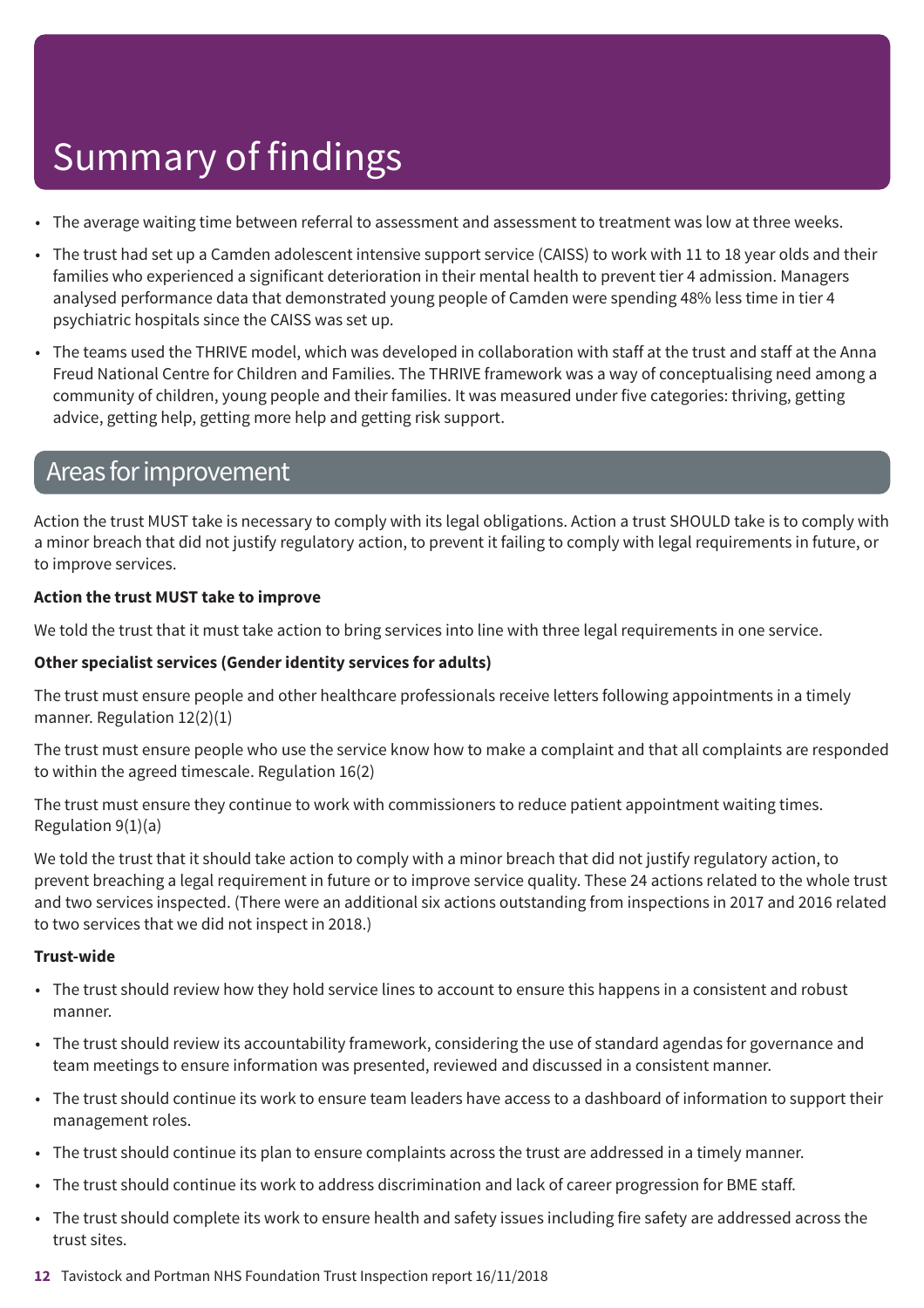# Summary of findings

- The average waiting time between referral to assessment and assessment to treatment was low at three weeks.
- The trust had set up a Camden adolescent intensive support service (CAISS) to work with 11 to 18 year olds and their families who experienced a significant deterioration in their mental health to prevent tier 4 admission. Managers analysed performance data that demonstrated young people of Camden were spending 48% less time in tier 4 psychiatric hospitals since the CAISS was set up.
- The teams used the THRIVE model, which was developed in collaboration with staff at the trust and staff at the Anna Freud National Centre for Children and Families. The THRIVE framework was a way of conceptualising need among a community of children, young people and their families. It was measured under five categories: thriving, getting advice, getting help, getting more help and getting risk support.

## Areas for improvement

Action the trust MUST take is necessary to comply with its legal obligations. Action a trust SHOULD take is to comply with a minor breach that did not justify regulatory action, to prevent it failing to comply with legal requirements in future, or to improve services.

**Action the trust MUST take to improve**

We told the trust that it must take action to bring services into line with three legal requirements in one service.

**Other specialist services (Gender identity services for adults)**

The trust must ensure people and other healthcare professionals receive letters following appointments in a timely manner. Regulation 12(2)(1)

The trust must ensure people who use the service know how to make a complaint and that all complaints are responded to within the agreed timescale. Regulation 16(2)

The trust must ensure they continue to work with commissioners to reduce patient appointment waiting times. Regulation 9(1)(a)

We told the trust that it should take action to comply with a minor breach that did not justify regulatory action, to prevent breaching a legal requirement in future or to improve service quality. These 24 actions related to the whole trust and two services inspected. (There were an additional six actions outstanding from inspections in 2017 and 2016 related to two services that we did not inspect in 2018.)

**Trust-wide**

- The trust should review how they hold service lines to account to ensure this happens in a consistent and robust manner.
- The trust should review its accountability framework, considering the use of standard agendas for governance and team meetings to ensure information was presented, reviewed and discussed in a consistent manner.
- The trust should continue its work to ensure team leaders have access to a dashboard of information to support their management roles.
- The trust should continue its plan to ensure complaints across the trust are addressed in a timely manner.
- The trust should continue its work to address discrimination and lack of career progression for BME staff.
- The trust should complete its work to ensure health and safety issues including fire safety are addressed across the trust sites.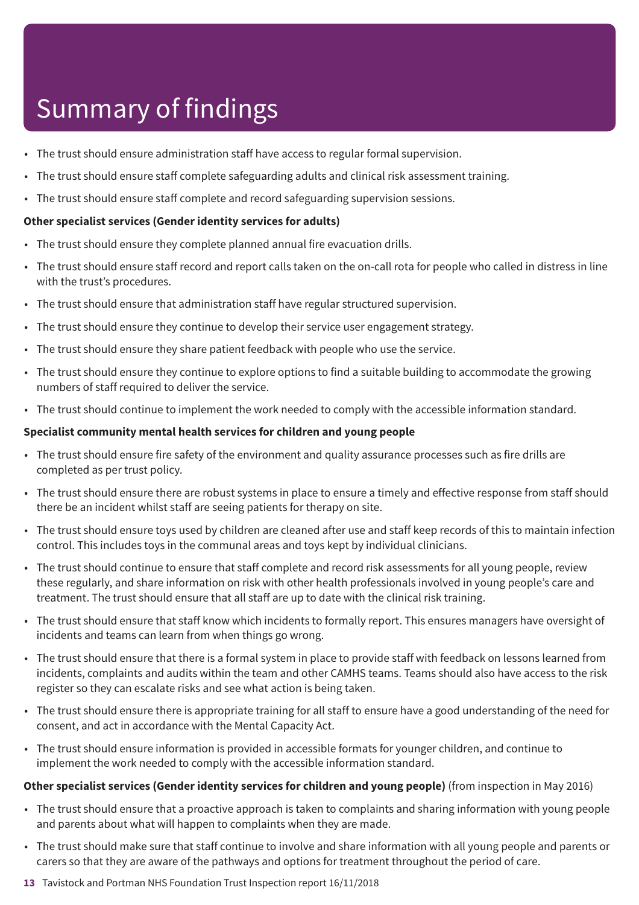# Summary of findings

- The trust should ensure administration staff have access to regular formal supervision.
- The trust should ensure staff complete safeguarding adults and clinical risk assessment training.
- The trust should ensure staff complete and record safeguarding supervision sessions.

**Other specialist services (Gender identity services for adults)**

- The trust should ensure they complete planned annual fire evacuation drills.
- The trust should ensure staff record and report calls taken on the on-call rota for people who called in distress in line with the trust's procedures.
- The trust should ensure that administration staff have regular structured supervision.
- The trust should ensure they continue to develop their service user engagement strategy.
- The trust should ensure they share patient feedback with people who use the service.
- The trust should ensure they continue to explore options to find a suitable building to accommodate the growing numbers of staff required to deliver the service.
- The trust should continue to implement the work needed to comply with the accessible information standard.

**Specialist community mental health services for children and young people**

- The trust should ensure fire safety of the environment and quality assurance processes such as fire drills are completed as per trust policy.
- The trust should ensure there are robust systems in place to ensure a timely and effective response from staff should there be an incident whilst staff are seeing patients for therapy on site.
- The trust should ensure toys used by children are cleaned after use and staff keep records of this to maintain infection control. This includes toys in the communal areas and toys kept by individual clinicians.
- The trust should continue to ensure that staff complete and record risk assessments for all young people, review these regularly, and share information on risk with other health professionals involved in young people's care and treatment. The trust should ensure that all staff are up to date with the clinical risk training.
- The trust should ensure that staff know which incidents to formally report. This ensures managers have oversight of incidents and teams can learn from when things go wrong.
- The trust should ensure that there is a formal system in place to provide staff with feedback on lessons learned from incidents, complaints and audits within the team and other CAMHS teams. Teams should also have access to the risk register so they can escalate risks and see what action is being taken.
- The trust should ensure there is appropriate training for all staff to ensure have a good understanding of the need for consent, and act in accordance with the Mental Capacity Act.
- The trust should ensure information is provided in accessible formats for younger children, and continue to implement the work needed to comply with the accessible information standard.

**Other specialist services (Gender identity services for children and young people)** (from inspection in May 2016)

- The trust should ensure that a proactive approach is taken to complaints and sharing information with young people and parents about what will happen to complaints when they are made.
- The trust should make sure that staff continue to involve and share information with all young people and parents or carers so that they are aware of the pathways and options for treatment throughout the period of care.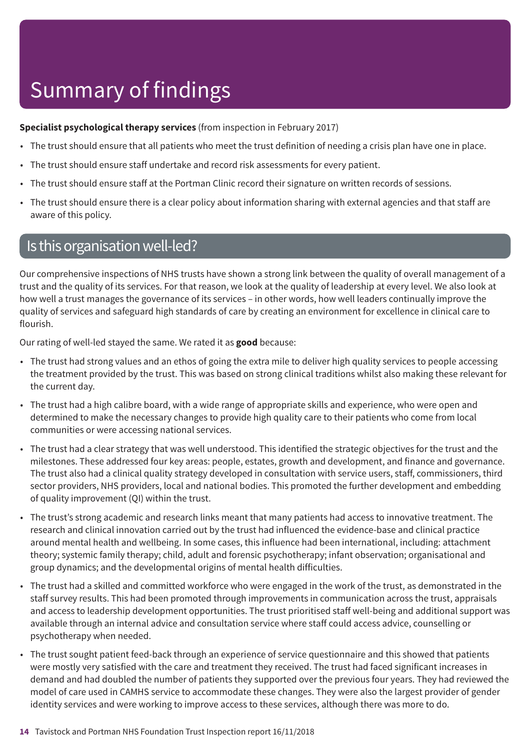# Summary of findings

**Specialist psychological therapy services** (from inspection in February 2017)

- The trust should ensure that all patients who meet the trust definition of needing a crisis plan have one in place.
- The trust should ensure staff undertake and record risk assessments for every patient.
- The trust should ensure staff at the Portman Clinic record their signature on written records of sessions.
- The trust should ensure there is a clear policy about information sharing with external agencies and that staff are aware of this policy.

## Is this organisation well-led?

Our comprehensive inspections of NHS trusts have shown a strong link between the quality of overall management of a trust and the quality of its services. For that reason, we look at the quality of leadership at every level. We also look at how well a trust manages the governance of its services – in other words, how well leaders continually improve the quality of services and safeguard high standards of care by creating an environment for excellence in clinical care to flourish.

Our rating of well-led stayed the same. We rated it as **good** because:

- The trust had strong values and an ethos of going the extra mile to deliver high quality services to people accessing the treatment provided by the trust. This was based on strong clinical traditions whilst also making these relevant for the current day.
- The trust had a high calibre board, with a wide range of appropriate skills and experience, who were open and determined to make the necessary changes to provide high quality care to their patients who come from local communities or were accessing national services.
- The trust had a clear strategy that was well understood. This identified the strategic objectives for the trust and the milestones. These addressed four key areas: people, estates, growth and development, and finance and governance. The trust also had a clinical quality strategy developed in consultation with service users, staff, commissioners, third sector providers, NHS providers, local and national bodies. This promoted the further development and embedding of quality improvement (QI) within the trust.
- The trust's strong academic and research links meant that many patients had access to innovative treatment. The research and clinical innovation carried out by the trust had influenced the evidence-base and clinical practice around mental health and wellbeing. In some cases, this influence had been international, including: attachment theory; systemic family therapy; child, adult and forensic psychotherapy; infant observation; organisational and group dynamics; and the developmental origins of mental health difficulties.
- The trust had a skilled and committed workforce who were engaged in the work of the trust, as demonstrated in the staff survey results. This had been promoted through improvements in communication across the trust, appraisals and access to leadership development opportunities. The trust prioritised staff well-being and additional support was available through an internal advice and consultation service where staff could access advice, counselling or psychotherapy when needed.
- The trust sought patient feed-back through an experience of service questionnaire and this showed that patients were mostly very satisfied with the care and treatment they received. The trust had faced significant increases in demand and had doubled the number of patients they supported over the previous four years. They had reviewed the model of care used in CAMHS service to accommodate these changes. They were also the largest provider of gender identity services and were working to improve access to these services, although there was more to do.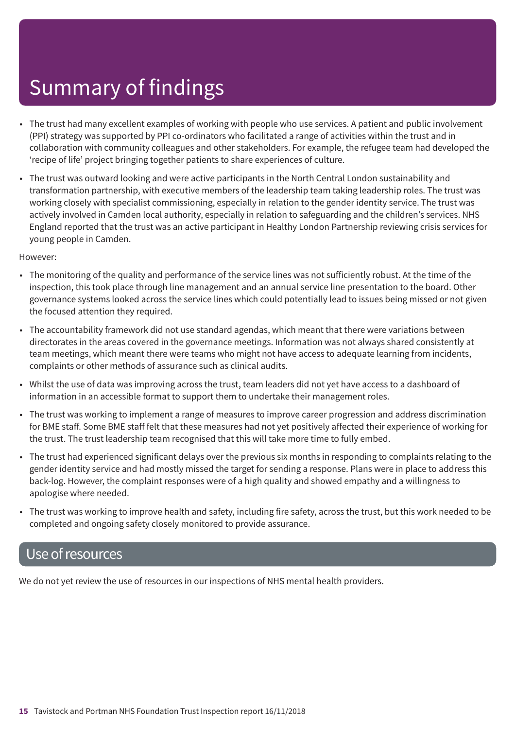# Summary of findings

- The trust had many excellent examples of working with people who use services. A patient and public involvement (PPI) strategy was supported by PPI co-ordinators who facilitated a range of activities within the trust and in collaboration with community colleagues and other stakeholders. For example, the refugee team had developed the 'recipe of life' project bringing together patients to share experiences of culture.
- The trust was outward looking and were active participants in the North Central London sustainability and transformation partnership, with executive members of the leadership team taking leadership roles. The trust was working closely with specialist commissioning, especially in relation to the gender identity service. The trust was actively involved in Camden local authority, especially in relation to safeguarding and the children's services. NHS England reported that the trust was an active participant in Healthy London Partnership reviewing crisis services for young people in Camden.

However:

- The monitoring of the quality and performance of the service lines was not sufficiently robust. At the time of the inspection, this took place through line management and an annual service line presentation to the board. Other governance systems looked across the service lines which could potentially lead to issues being missed or not given the focused attention they required.
- The accountability framework did not use standard agendas, which meant that there were variations between directorates in the areas covered in the governance meetings. Information was not always shared consistently at team meetings, which meant there were teams who might not have access to adequate learning from incidents, complaints or other methods of assurance such as clinical audits.
- Whilst the use of data was improving across the trust, team leaders did not yet have access to a dashboard of information in an accessible format to support them to undertake their management roles.
- The trust was working to implement a range of measures to improve career progression and address discrimination for BME staff. Some BME staff felt that these measures had not yet positively affected their experience of working for the trust. The trust leadership team recognised that this will take more time to fully embed.
- The trust had experienced significant delays over the previous six months in responding to complaints relating to the gender identity service and had mostly missed the target for sending a response. Plans were in place to address this back-log. However, the complaint responses were of a high quality and showed empathy and a willingness to apologise where needed.
- The trust was working to improve health and safety, including fire safety, across the trust, but this work needed to be completed and ongoing safety closely monitored to provide assurance.

## Use of resources

We do not yet review the use of resources in our inspections of NHS mental health providers.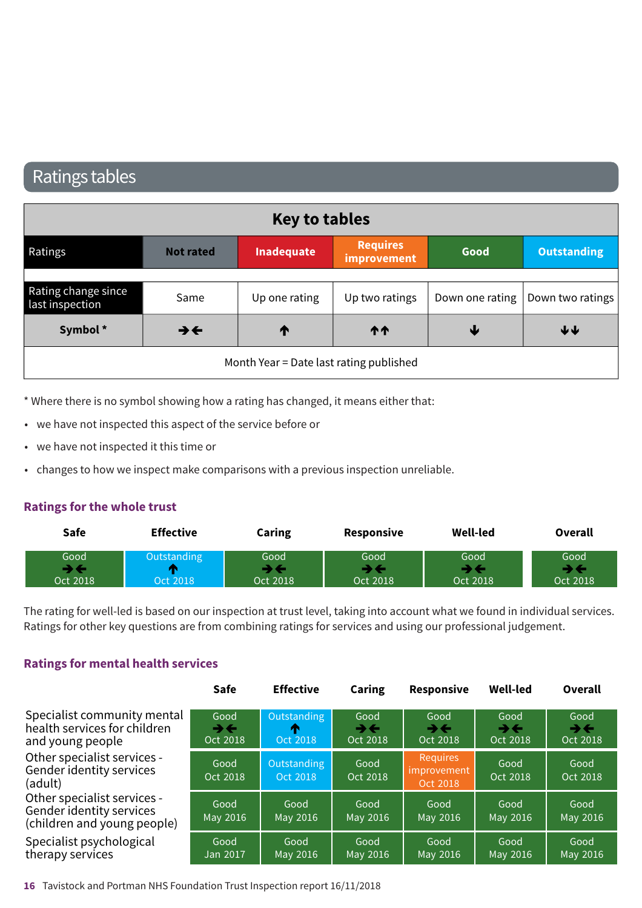# Ratings tables

| Key to tables | | | | | |
|---|---|---|---|---|---|
| Ratings | Not rated | Inadequate | Requires improvement | Good | Outstanding |
| Rating change since last inspection | Same | Up one rating | Up two ratings | Down one rating | Down two ratings |
| **Symbol *** | ➔🡐 | 🡑 | 🡑🡑 | 🡓 | 🡓🡓 |
| Month Year = Date last rating published | | | | | |

* Where there is no symbol showing how a rating has changed, it means either that:

- we have not inspected this aspect of the service before or
- we have not inspected it this time or
- changes to how we inspect make comparisons with a previous inspection unreliable.

## Ratings for the whole trust

| Safe | Effective | Caring | Responsive | Well-led | Overall |
|---|---|---|---|---|---|
| Good ➔🡐 Oct 2018 | Outstanding 🡑 Oct 2018 | Good ➔🡐 Oct 2018 | Good ➔🡐 Oct 2018 | Good ➔🡐 Oct 2018 | Good ➔🡐 Oct 2018 |

The rating for well-led is based on our inspection at trust level, taking into account what we found in individual services. Ratings for other key questions are from combining ratings for services and using our professional judgement.

## Ratings for mental health services

| | Safe | Effective | Caring | Responsive | Well-led | Overall |
|---|---|---|---|---|---|---|
| Specialist community mental health services for children and young people | Good ➔🡐 Oct 2018 | Outstanding 🡑 Oct 2018 | Good ➔🡐 Oct 2018 | Good ➔🡐 Oct 2018 | Good ➔🡐 Oct 2018 | Good ➔🡐 Oct 2018 |
| Other specialist services - Gender identity services (adult) | Good Oct 2018 | Outstanding Oct 2018 | Good Oct 2018 | Requires improvement Oct 2018 | Good Oct 2018 | Good Oct 2018 |
| Other specialist services - Gender identity services (children and young people) | Good May 2016 | Good May 2016 | Good May 2016 | Good May 2016 | Good May 2016 | Good May 2016 |
| Specialist psychological therapy services | Good Jan 2017 | Good May 2016 | Good May 2016 | Good May 2016 | Good May 2016 | Good May 2016 |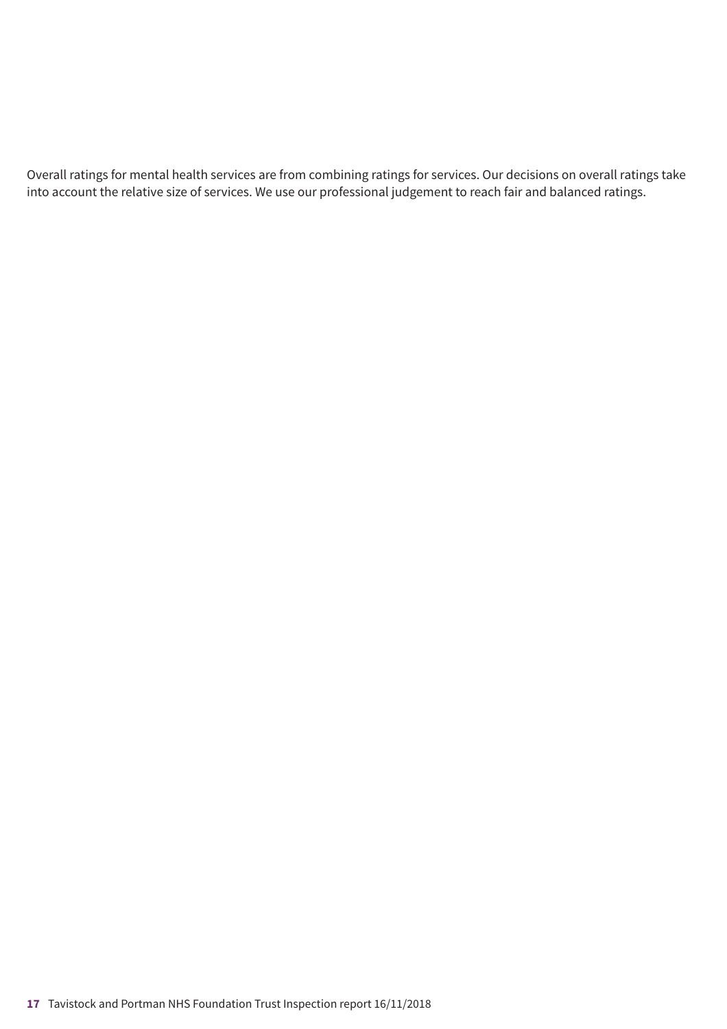Overall ratings for mental health services are from combining ratings for services. Our decisions on overall ratings take into account the relative size of services. We use our professional judgement to reach fair and balanced ratings.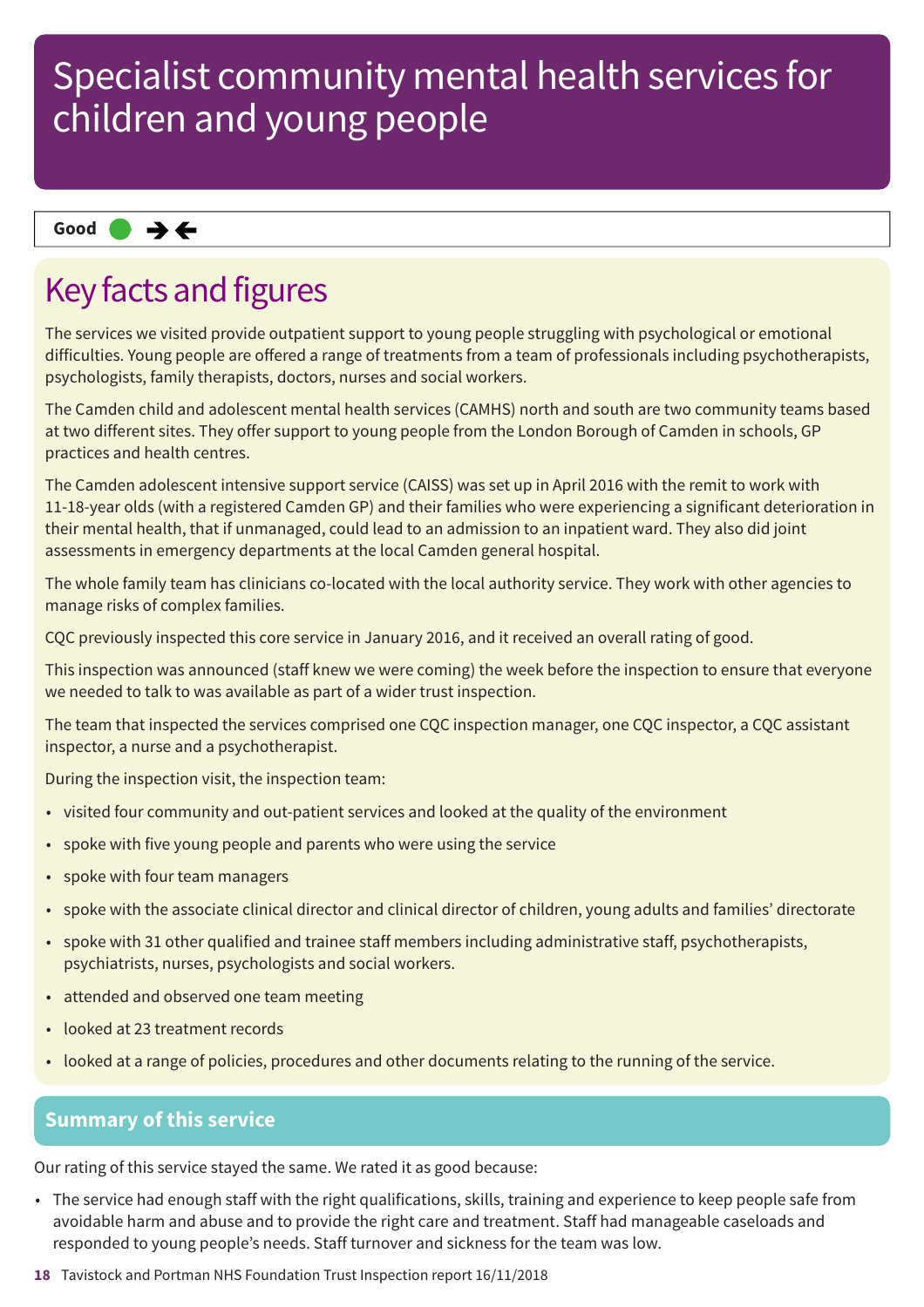# Specialist community mental health services for children and young people

**Good** ● →←

## Key facts and figures

The services we visited provide outpatient support to young people struggling with psychological or emotional difficulties. Young people are offered a range of treatments from a team of professionals including psychotherapists, psychologists, family therapists, doctors, nurses and social workers.

The Camden child and adolescent mental health services (CAMHS) north and south are two community teams based at two different sites. They offer support to young people from the London Borough of Camden in schools, GP practices and health centres.

The Camden adolescent intensive support service (CAISS) was set up in April 2016 with the remit to work with 11-18-year olds (with a registered Camden GP) and their families who were experiencing a significant deterioration in their mental health, that if unmanaged, could lead to an admission to an inpatient ward. They also did joint assessments in emergency departments at the local Camden general hospital.

The whole family team has clinicians co-located with the local authority service. They work with other agencies to manage risks of complex families.

CQC previously inspected this core service in January 2016, and it received an overall rating of good.

This inspection was announced (staff knew we were coming) the week before the inspection to ensure that everyone we needed to talk to was available as part of a wider trust inspection.

The team that inspected the services comprised one CQC inspection manager, one CQC inspector, a CQC assistant inspector, a nurse and a psychotherapist.

During the inspection visit, the inspection team:

- visited four community and out-patient services and looked at the quality of the environment
- spoke with five young people and parents who were using the service
- spoke with four team managers
- spoke with the associate clinical director and clinical director of children, young adults and families' directorate
- spoke with 31 other qualified and trainee staff members including administrative staff, psychotherapists, psychiatrists, nurses, psychologists and social workers.
- attended and observed one team meeting
- looked at 23 treatment records
- looked at a range of policies, procedures and other documents relating to the running of the service.

## Summary of this service

Our rating of this service stayed the same. We rated it as good because:

- The service had enough staff with the right qualifications, skills, training and experience to keep people safe from avoidable harm and abuse and to provide the right care and treatment. Staff had manageable caseloads and responded to young people's needs. Staff turnover and sickness for the team was low.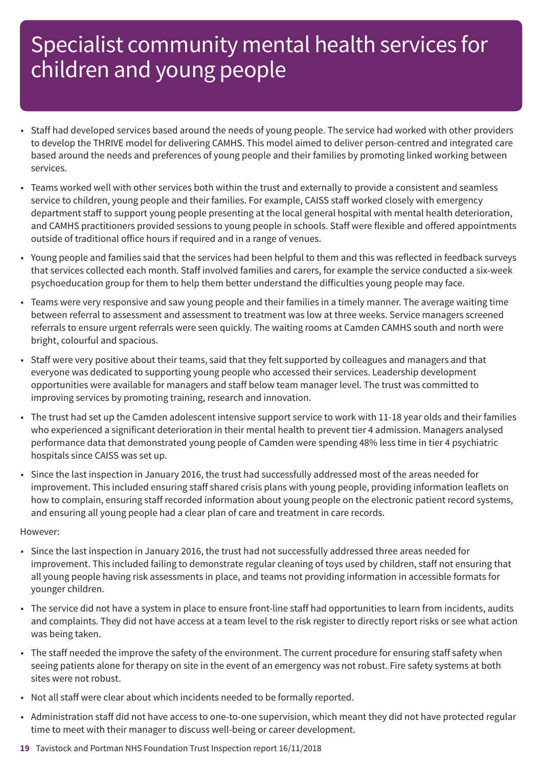# Specialist community mental health services for children and young people

- Staff had developed services based around the needs of young people. The service had worked with other providers to develop the THRIVE model for delivering CAMHS. This model aimed to deliver person-centred and integrated care based around the needs and preferences of young people and their families by promoting linked working between services.
- Teams worked well with other services both within the trust and externally to provide a consistent and seamless service to children, young people and their families. For example, CAISS staff worked closely with emergency department staff to support young people presenting at the local general hospital with mental health deterioration, and CAMHS practitioners provided sessions to young people in schools. Staff were flexible and offered appointments outside of traditional office hours if required and in a range of venues.
- Young people and families said that the services had been helpful to them and this was reflected in feedback surveys that services collected each month. Staff involved families and carers, for example the service conducted a six-week psychoeducation group for them to help them better understand the difficulties young people may face.
- Teams were very responsive and saw young people and their families in a timely manner. The average waiting time between referral to assessment and assessment to treatment was low at three weeks. Service managers screened referrals to ensure urgent referrals were seen quickly. The waiting rooms at Camden CAMHS south and north were bright, colourful and spacious.
- Staff were very positive about their teams, said that they felt supported by colleagues and managers and that everyone was dedicated to supporting young people who accessed their services. Leadership development opportunities were available for managers and staff below team manager level. The trust was committed to improving services by promoting training, research and innovation.
- The trust had set up the Camden adolescent intensive support service to work with 11-18 year olds and their families who experienced a significant deterioration in their mental health to prevent tier 4 admission. Managers analysed performance data that demonstrated young people of Camden were spending 48% less time in tier 4 psychiatric hospitals since CAISS was set up.
- Since the last inspection in January 2016, the trust had successfully addressed most of the areas needed for improvement. This included ensuring staff shared crisis plans with young people, providing information leaflets on how to complain, ensuring staff recorded information about young people on the electronic patient record systems, and ensuring all young people had a clear plan of care and treatment in care records.

However:

- Since the last inspection in January 2016, the trust had not successfully addressed three areas needed for improvement. This included failing to demonstrate regular cleaning of toys used by children, staff not ensuring that all young people having risk assessments in place, and teams not providing information in accessible formats for younger children.
- The service did not have a system in place to ensure front-line staff had opportunities to learn from incidents, audits and complaints. They did not have access at a team level to the risk register to directly report risks or see what action was being taken.
- The staff needed the improve the safety of the environment. The current procedure for ensuring staff safety when seeing patients alone for therapy on site in the event of an emergency was not robust. Fire safety systems at both sites were not robust.
- Not all staff were clear about which incidents needed to be formally reported.
- Administration staff did not have access to one-to-one supervision, which meant they did not have protected regular time to meet with their manager to discuss well-being or career development.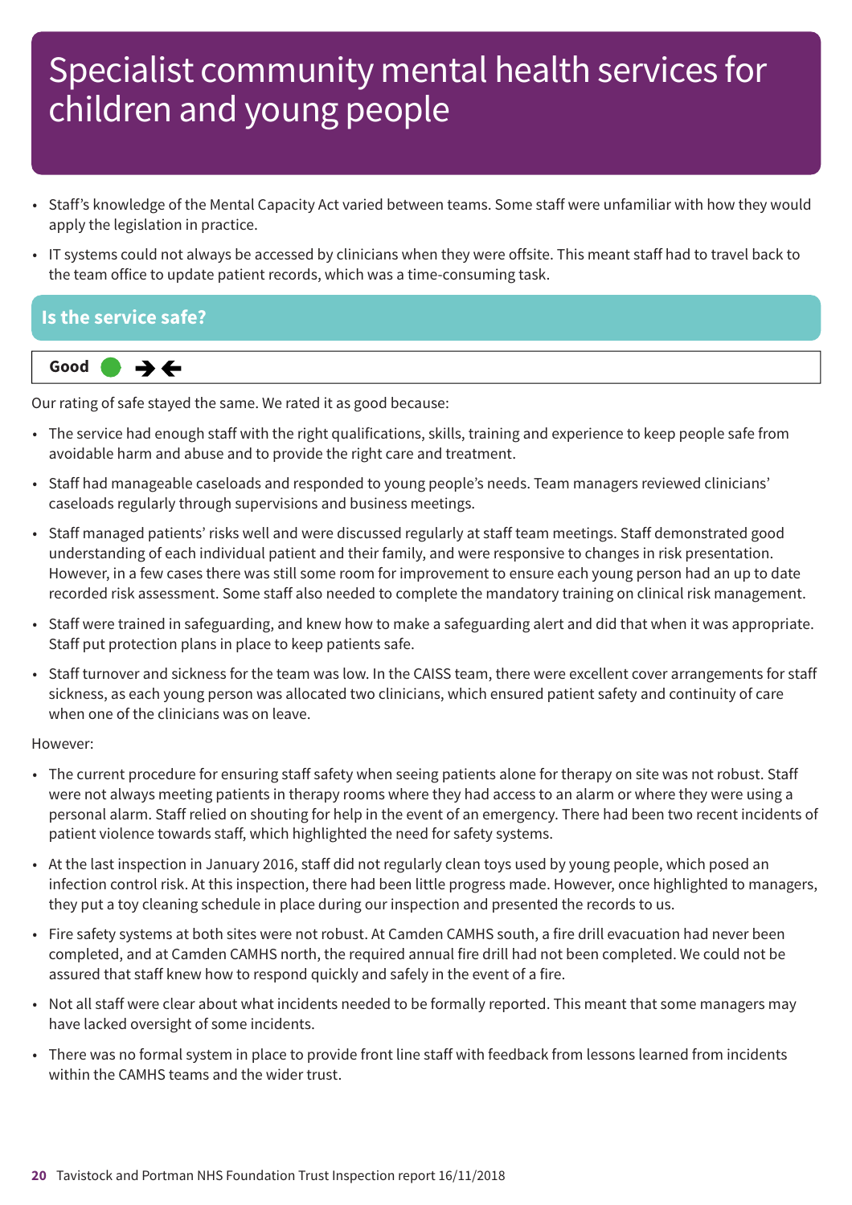# Specialist community mental health services for children and young people

- Staff's knowledge of the Mental Capacity Act varied between teams. Some staff were unfamiliar with how they would apply the legislation in practice.
- IT systems could not always be accessed by clinicians when they were offsite. This meant staff had to travel back to the team office to update patient records, which was a time-consuming task.

## Is the service safe?

**Good** ● →←

Our rating of safe stayed the same. We rated it as good because:

- The service had enough staff with the right qualifications, skills, training and experience to keep people safe from avoidable harm and abuse and to provide the right care and treatment.
- Staff had manageable caseloads and responded to young people's needs. Team managers reviewed clinicians' caseloads regularly through supervisions and business meetings.
- Staff managed patients' risks well and were discussed regularly at staff team meetings. Staff demonstrated good understanding of each individual patient and their family, and were responsive to changes in risk presentation. However, in a few cases there was still some room for improvement to ensure each young person had an up to date recorded risk assessment. Some staff also needed to complete the mandatory training on clinical risk management.
- Staff were trained in safeguarding, and knew how to make a safeguarding alert and did that when it was appropriate. Staff put protection plans in place to keep patients safe.
- Staff turnover and sickness for the team was low. In the CAISS team, there were excellent cover arrangements for staff sickness, as each young person was allocated two clinicians, which ensured patient safety and continuity of care when one of the clinicians was on leave.

However:

- The current procedure for ensuring staff safety when seeing patients alone for therapy on site was not robust. Staff were not always meeting patients in therapy rooms where they had access to an alarm or where they were using a personal alarm. Staff relied on shouting for help in the event of an emergency. There had been two recent incidents of patient violence towards staff, which highlighted the need for safety systems.
- At the last inspection in January 2016, staff did not regularly clean toys used by young people, which posed an infection control risk. At this inspection, there had been little progress made. However, once highlighted to managers, they put a toy cleaning schedule in place during our inspection and presented the records to us.
- Fire safety systems at both sites were not robust. At Camden CAMHS south, a fire drill evacuation had never been completed, and at Camden CAMHS north, the required annual fire drill had not been completed. We could not be assured that staff knew how to respond quickly and safely in the event of a fire.
- Not all staff were clear about what incidents needed to be formally reported. This meant that some managers may have lacked oversight of some incidents.
- There was no formal system in place to provide front line staff with feedback from lessons learned from incidents within the CAMHS teams and the wider trust.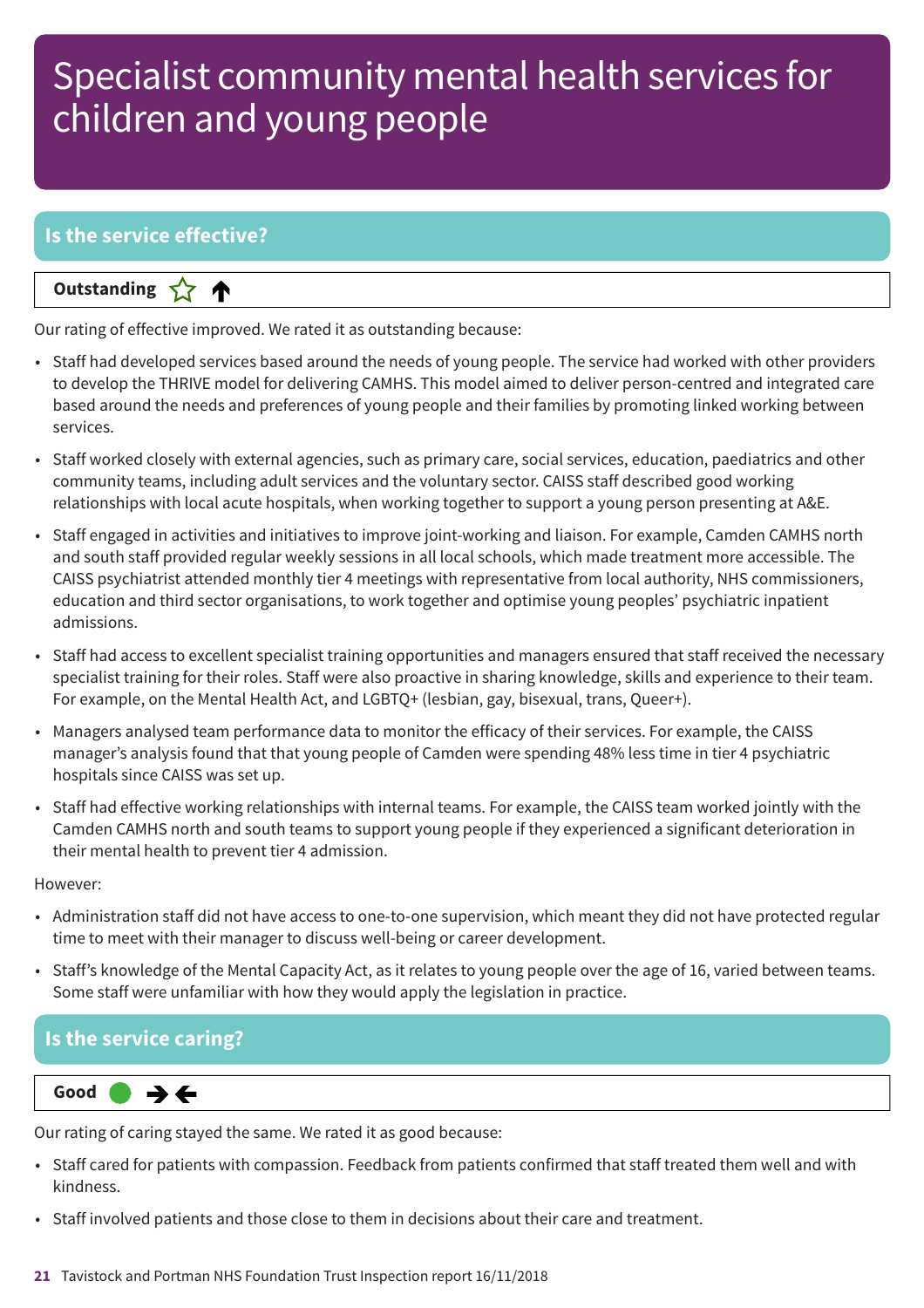# Specialist community mental health services for children and young people

## Is the service effective?

**Outstanding** ☆ ↑

Our rating of effective improved. We rated it as outstanding because:

- Staff had developed services based around the needs of young people. The service had worked with other providers to develop the THRIVE model for delivering CAMHS. This model aimed to deliver person-centred and integrated care based around the needs and preferences of young people and their families by promoting linked working between services.
- Staff worked closely with external agencies, such as primary care, social services, education, paediatrics and other community teams, including adult services and the voluntary sector. CAISS staff described good working relationships with local acute hospitals, when working together to support a young person presenting at A&E.
- Staff engaged in activities and initiatives to improve joint-working and liaison. For example, Camden CAMHS north and south staff provided regular weekly sessions in all local schools, which made treatment more accessible. The CAISS psychiatrist attended monthly tier 4 meetings with representative from local authority, NHS commissioners, education and third sector organisations, to work together and optimise young peoples' psychiatric inpatient admissions.
- Staff had access to excellent specialist training opportunities and managers ensured that staff received the necessary specialist training for their roles. Staff were also proactive in sharing knowledge, skills and experience to their team. For example, on the Mental Health Act, and LGBTQ+ (lesbian, gay, bisexual, trans, Queer+).
- Managers analysed team performance data to monitor the efficacy of their services. For example, the CAISS manager's analysis found that that young people of Camden were spending 48% less time in tier 4 psychiatric hospitals since CAISS was set up.
- Staff had effective working relationships with internal teams. For example, the CAISS team worked jointly with the Camden CAMHS north and south teams to support young people if they experienced a significant deterioration in their mental health to prevent tier 4 admission.

However:

- Administration staff did not have access to one-to-one supervision, which meant they did not have protected regular time to meet with their manager to discuss well-being or career development.
- Staff's knowledge of the Mental Capacity Act, as it relates to young people over the age of 16, varied between teams. Some staff were unfamiliar with how they would apply the legislation in practice.

## Is the service caring?

**Good** ● → ←

Our rating of caring stayed the same. We rated it as good because:

- Staff cared for patients with compassion. Feedback from patients confirmed that staff treated them well and with kindness.
- Staff involved patients and those close to them in decisions about their care and treatment.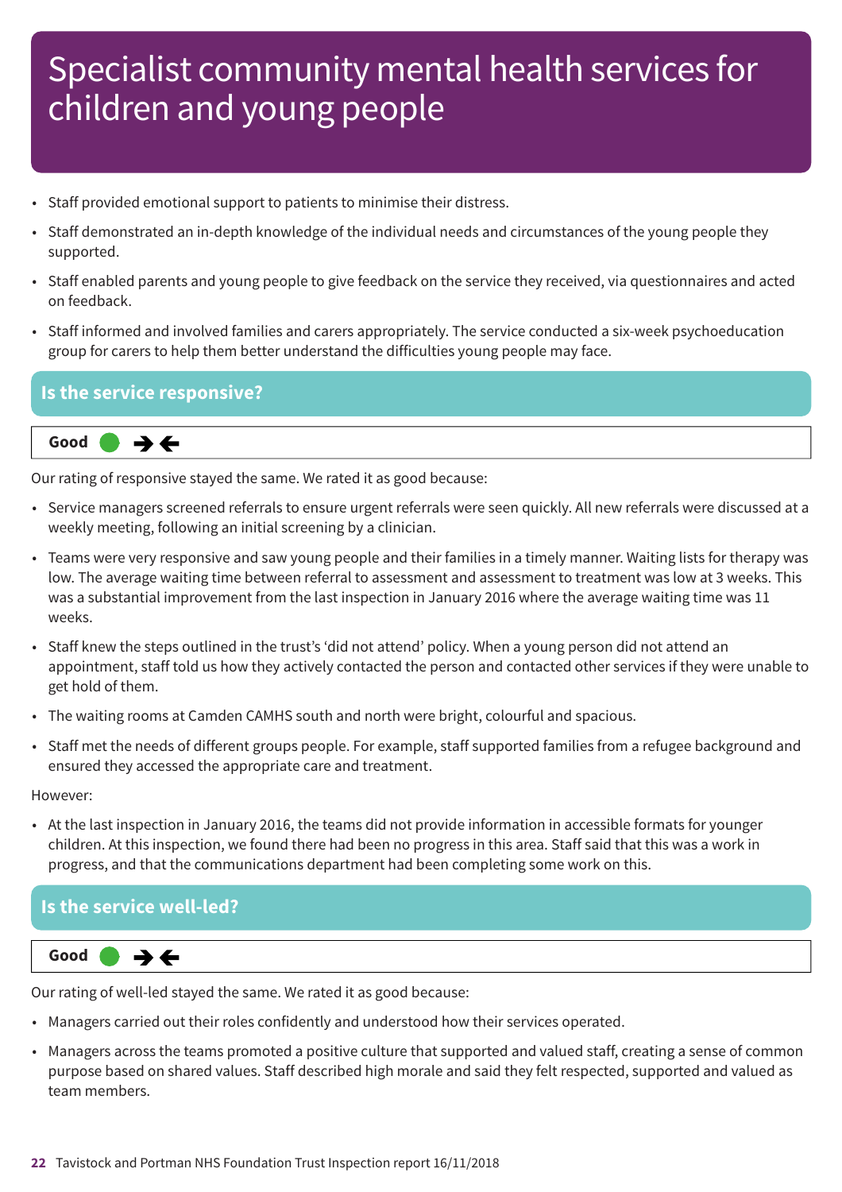# Specialist community mental health services for children and young people

- Staff provided emotional support to patients to minimise their distress.
- Staff demonstrated an in-depth knowledge of the individual needs and circumstances of the young people they supported.
- Staff enabled parents and young people to give feedback on the service they received, via questionnaires and acted on feedback.
- Staff informed and involved families and carers appropriately. The service conducted a six-week psychoeducation group for carers to help them better understand the difficulties young people may face.

## Is the service responsive?

**Good** ● ➔➔

Our rating of responsive stayed the same. We rated it as good because:

- Service managers screened referrals to ensure urgent referrals were seen quickly. All new referrals were discussed at a weekly meeting, following an initial screening by a clinician.
- Teams were very responsive and saw young people and their families in a timely manner. Waiting lists for therapy was low. The average waiting time between referral to assessment and assessment to treatment was low at 3 weeks. This was a substantial improvement from the last inspection in January 2016 where the average waiting time was 11 weeks.
- Staff knew the steps outlined in the trust's 'did not attend' policy. When a young person did not attend an appointment, staff told us how they actively contacted the person and contacted other services if they were unable to get hold of them.
- The waiting rooms at Camden CAMHS south and north were bright, colourful and spacious.
- Staff met the needs of different groups people. For example, staff supported families from a refugee background and ensured they accessed the appropriate care and treatment.

However:

- At the last inspection in January 2016, the teams did not provide information in accessible formats for younger children. At this inspection, we found there had been no progress in this area. Staff said that this was a work in progress, and that the communications department had been completing some work on this.

## Is the service well-led?

**Good** ● ➔➔

Our rating of well-led stayed the same. We rated it as good because:

- Managers carried out their roles confidently and understood how their services operated.
- Managers across the teams promoted a positive culture that supported and valued staff, creating a sense of common purpose based on shared values. Staff described high morale and said they felt respected, supported and valued as team members.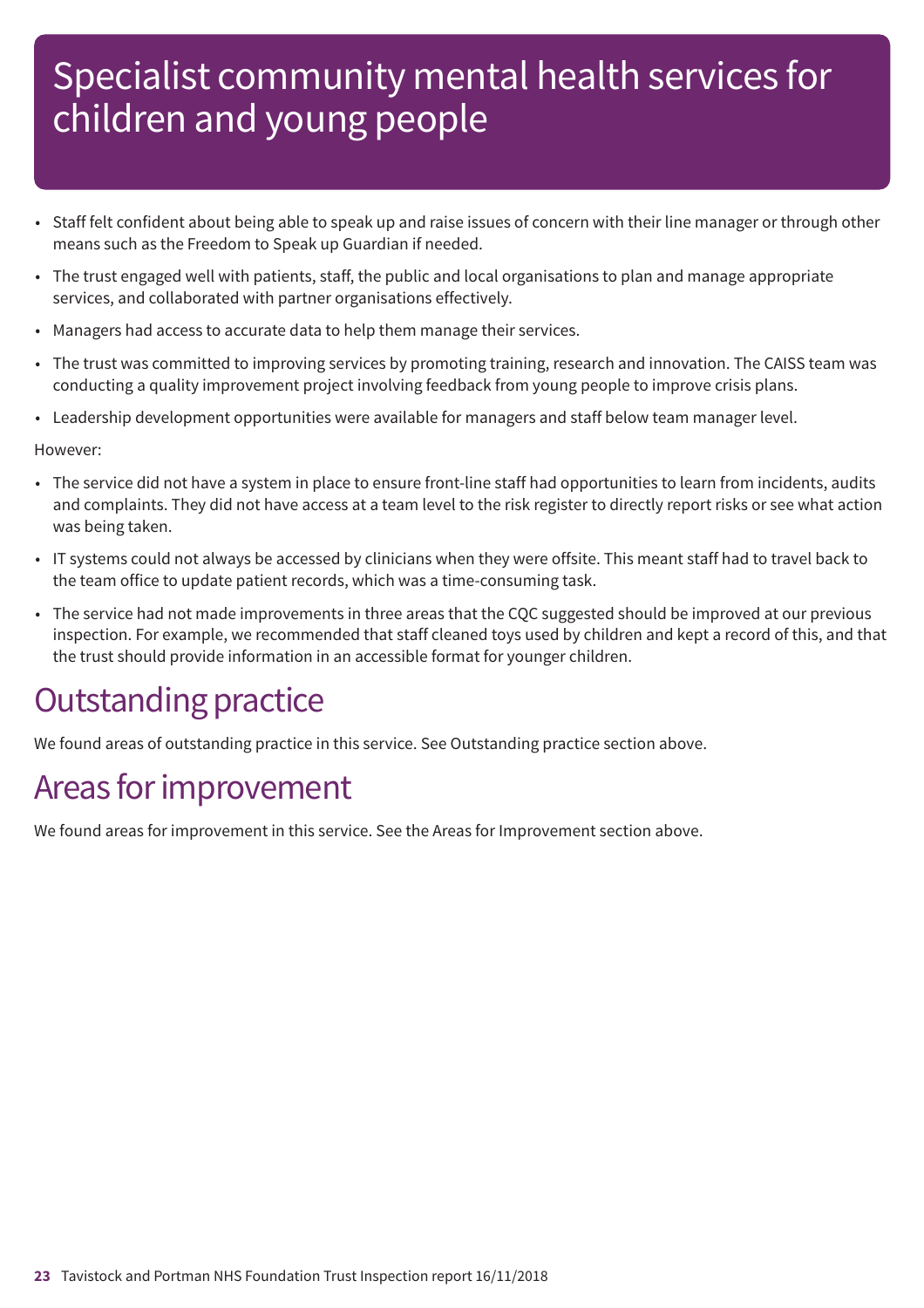# Specialist community mental health services for children and young people

- Staff felt confident about being able to speak up and raise issues of concern with their line manager or through other means such as the Freedom to Speak up Guardian if needed.
- The trust engaged well with patients, staff, the public and local organisations to plan and manage appropriate services, and collaborated with partner organisations effectively.
- Managers had access to accurate data to help them manage their services.
- The trust was committed to improving services by promoting training, research and innovation. The CAISS team was conducting a quality improvement project involving feedback from young people to improve crisis plans.
- Leadership development opportunities were available for managers and staff below team manager level.

However:

- The service did not have a system in place to ensure front-line staff had opportunities to learn from incidents, audits and complaints. They did not have access at a team level to the risk register to directly report risks or see what action was being taken.
- IT systems could not always be accessed by clinicians when they were offsite. This meant staff had to travel back to the team office to update patient records, which was a time-consuming task.
- The service had not made improvements in three areas that the CQC suggested should be improved at our previous inspection. For example, we recommended that staff cleaned toys used by children and kept a record of this, and that the trust should provide information in an accessible format for younger children.

## Outstanding practice

We found areas of outstanding practice in this service. See Outstanding practice section above.

## Areas for improvement

We found areas for improvement in this service. See the Areas for Improvement section above.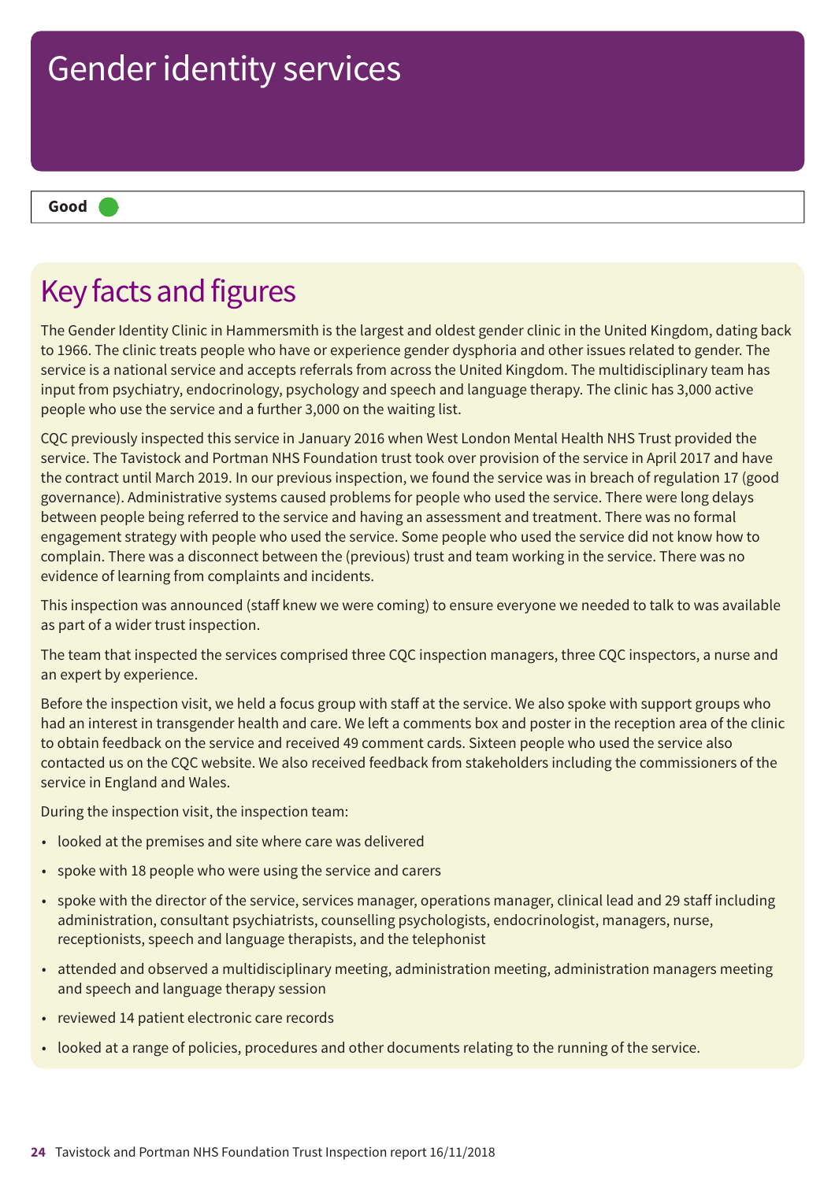# Gender identity services

**Good**

## Key facts and figures

The Gender Identity Clinic in Hammersmith is the largest and oldest gender clinic in the United Kingdom, dating back to 1966. The clinic treats people who have or experience gender dysphoria and other issues related to gender. The service is a national service and accepts referrals from across the United Kingdom. The multidisciplinary team has input from psychiatry, endocrinology, psychology and speech and language therapy. The clinic has 3,000 active people who use the service and a further 3,000 on the waiting list.

CQC previously inspected this service in January 2016 when West London Mental Health NHS Trust provided the service. The Tavistock and Portman NHS Foundation trust took over provision of the service in April 2017 and have the contract until March 2019. In our previous inspection, we found the service was in breach of regulation 17 (good governance). Administrative systems caused problems for people who used the service. There were long delays between people being referred to the service and having an assessment and treatment. There was no formal engagement strategy with people who used the service. Some people who used the service did not know how to complain. There was a disconnect between the (previous) trust and team working in the service. There was no evidence of learning from complaints and incidents.

This inspection was announced (staff knew we were coming) to ensure everyone we needed to talk to was available as part of a wider trust inspection.

The team that inspected the services comprised three CQC inspection managers, three CQC inspectors, a nurse and an expert by experience.

Before the inspection visit, we held a focus group with staff at the service. We also spoke with support groups who had an interest in transgender health and care. We left a comments box and poster in the reception area of the clinic to obtain feedback on the service and received 49 comment cards. Sixteen people who used the service also contacted us on the CQC website. We also received feedback from stakeholders including the commissioners of the service in England and Wales.

During the inspection visit, the inspection team:

- looked at the premises and site where care was delivered
- spoke with 18 people who were using the service and carers
- spoke with the director of the service, services manager, operations manager, clinical lead and 29 staff including administration, consultant psychiatrists, counselling psychologists, endocrinologist, managers, nurse, receptionists, speech and language therapists, and the telephonist
- attended and observed a multidisciplinary meeting, administration meeting, administration managers meeting and speech and language therapy session
- reviewed 14 patient electronic care records
- looked at a range of policies, procedures and other documents relating to the running of the service.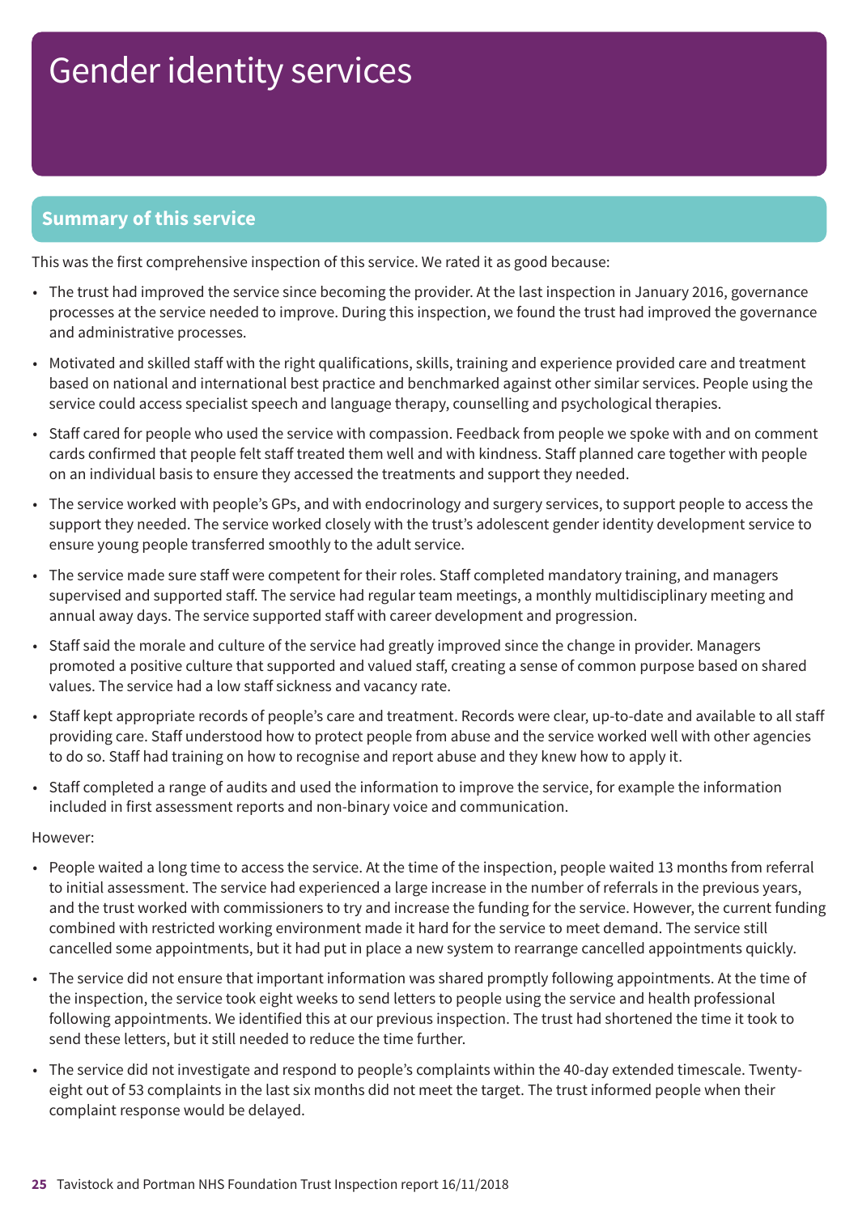# Gender identity services

## Summary of this service

This was the first comprehensive inspection of this service. We rated it as good because:

- The trust had improved the service since becoming the provider. At the last inspection in January 2016, governance processes at the service needed to improve. During this inspection, we found the trust had improved the governance and administrative processes.
- Motivated and skilled staff with the right qualifications, skills, training and experience provided care and treatment based on national and international best practice and benchmarked against other similar services. People using the service could access specialist speech and language therapy, counselling and psychological therapies.
- Staff cared for people who used the service with compassion. Feedback from people we spoke with and on comment cards confirmed that people felt staff treated them well and with kindness. Staff planned care together with people on an individual basis to ensure they accessed the treatments and support they needed.
- The service worked with people's GPs, and with endocrinology and surgery services, to support people to access the support they needed. The service worked closely with the trust's adolescent gender identity development service to ensure young people transferred smoothly to the adult service.
- The service made sure staff were competent for their roles. Staff completed mandatory training, and managers supervised and supported staff. The service had regular team meetings, a monthly multidisciplinary meeting and annual away days. The service supported staff with career development and progression.
- Staff said the morale and culture of the service had greatly improved since the change in provider. Managers promoted a positive culture that supported and valued staff, creating a sense of common purpose based on shared values. The service had a low staff sickness and vacancy rate.
- Staff kept appropriate records of people's care and treatment. Records were clear, up-to-date and available to all staff providing care. Staff understood how to protect people from abuse and the service worked well with other agencies to do so. Staff had training on how to recognise and report abuse and they knew how to apply it.
- Staff completed a range of audits and used the information to improve the service, for example the information included in first assessment reports and non-binary voice and communication.

However:

- People waited a long time to access the service. At the time of the inspection, people waited 13 months from referral to initial assessment. The service had experienced a large increase in the number of referrals in the previous years, and the trust worked with commissioners to try and increase the funding for the service. However, the current funding combined with restricted working environment made it hard for the service to meet demand. The service still cancelled some appointments, but it had put in place a new system to rearrange cancelled appointments quickly.
- The service did not ensure that important information was shared promptly following appointments. At the time of the inspection, the service took eight weeks to send letters to people using the service and health professional following appointments. We identified this at our previous inspection. The trust had shortened the time it took to send these letters, but it still needed to reduce the time further.
- The service did not investigate and respond to people's complaints within the 40-day extended timescale. Twenty-eight out of 53 complaints in the last six months did not meet the target. The trust informed people when their complaint response would be delayed.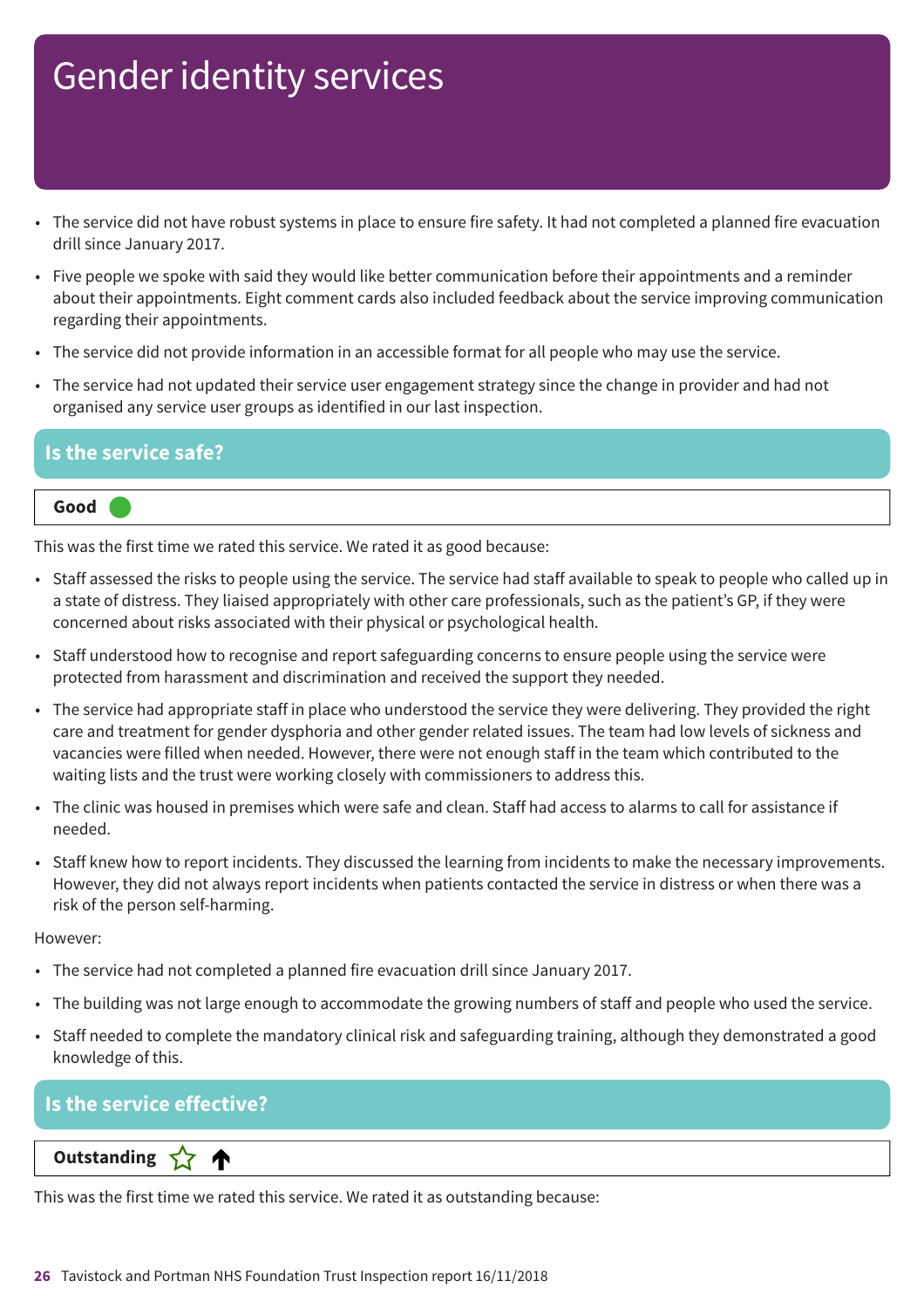# Gender identity services

- The service did not have robust systems in place to ensure fire safety. It had not completed a planned fire evacuation drill since January 2017.
- Five people we spoke with said they would like better communication before their appointments and a reminder about their appointments. Eight comment cards also included feedback about the service improving communication regarding their appointments.
- The service did not provide information in an accessible format for all people who may use the service.
- The service had not updated their service user engagement strategy since the change in provider and had not organised any service user groups as identified in our last inspection.

## Is the service safe?

**Good**

This was the first time we rated this service. We rated it as good because:

- Staff assessed the risks to people using the service. The service had staff available to speak to people who called up in a state of distress. They liaised appropriately with other care professionals, such as the patient's GP, if they were concerned about risks associated with their physical or psychological health.
- Staff understood how to recognise and report safeguarding concerns to ensure people using the service were protected from harassment and discrimination and received the support they needed.
- The service had appropriate staff in place who understood the service they were delivering. They provided the right care and treatment for gender dysphoria and other gender related issues. The team had low levels of sickness and vacancies were filled when needed. However, there were not enough staff in the team which contributed to the waiting lists and the trust were working closely with commissioners to address this.
- The clinic was housed in premises which were safe and clean. Staff had access to alarms to call for assistance if needed.
- Staff knew how to report incidents. They discussed the learning from incidents to make the necessary improvements. However, they did not always report incidents when patients contacted the service in distress or when there was a risk of the person self-harming.

However:

- The service had not completed a planned fire evacuation drill since January 2017.
- The building was not large enough to accommodate the growing numbers of staff and people who used the service.
- Staff needed to complete the mandatory clinical risk and safeguarding training, although they demonstrated a good knowledge of this.

## Is the service effective?

**Outstanding** ☆ ↑

This was the first time we rated this service. We rated it as outstanding because: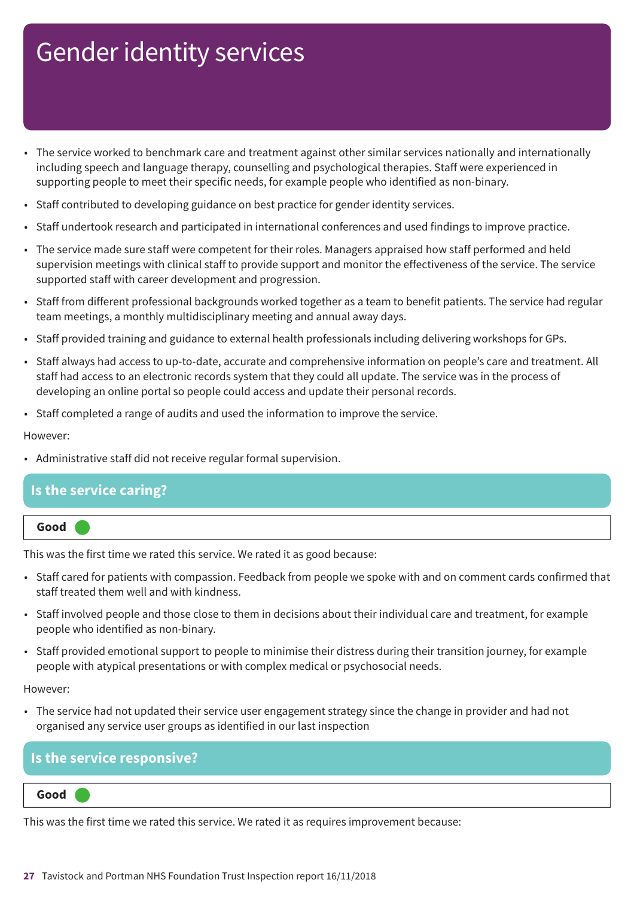# Gender identity services

- The service worked to benchmark care and treatment against other similar services nationally and internationally including speech and language therapy, counselling and psychological therapies. Staff were experienced in supporting people to meet their specific needs, for example people who identified as non-binary.
- Staff contributed to developing guidance on best practice for gender identity services.
- Staff undertook research and participated in international conferences and used findings to improve practice.
- The service made sure staff were competent for their roles. Managers appraised how staff performed and held supervision meetings with clinical staff to provide support and monitor the effectiveness of the service. The service supported staff with career development and progression.
- Staff from different professional backgrounds worked together as a team to benefit patients. The service had regular team meetings, a monthly multidisciplinary meeting and annual away days.
- Staff provided training and guidance to external health professionals including delivering workshops for GPs.
- Staff always had access to up-to-date, accurate and comprehensive information on people's care and treatment. All staff had access to an electronic records system that they could all update. The service was in the process of developing an online portal so people could access and update their personal records.
- Staff completed a range of audits and used the information to improve the service.

However:

- Administrative staff did not receive regular formal supervision.

## Is the service caring?

**Good**

This was the first time we rated this service. We rated it as good because:

- Staff cared for patients with compassion. Feedback from people we spoke with and on comment cards confirmed that staff treated them well and with kindness.
- Staff involved people and those close to them in decisions about their individual care and treatment, for example people who identified as non-binary.
- Staff provided emotional support to people to minimise their distress during their transition journey, for example people with atypical presentations or with complex medical or psychosocial needs.

However:

- The service had not updated their service user engagement strategy since the change in provider and had not organised any service user groups as identified in our last inspection

## Is the service responsive?

**Good**

This was the first time we rated this service. We rated it as requires improvement because: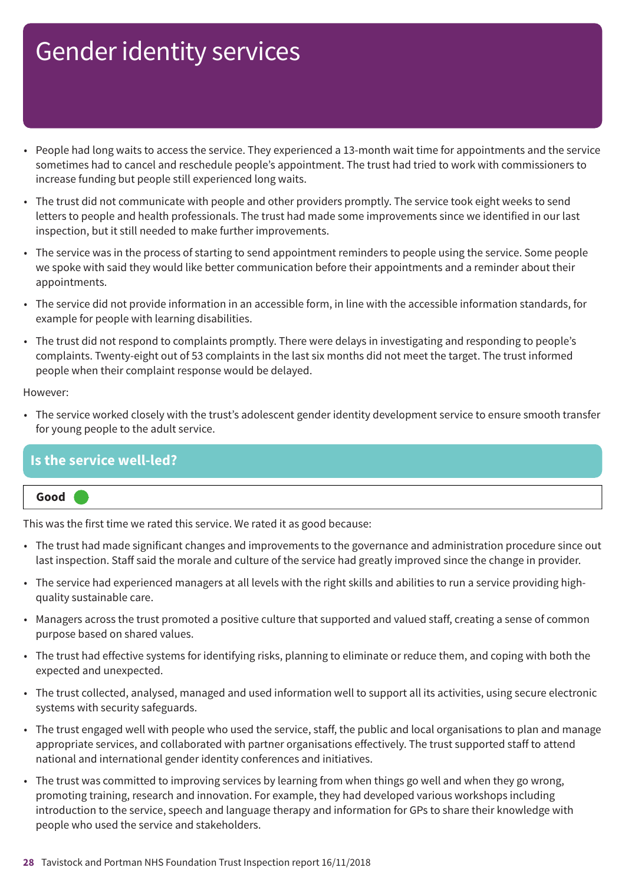# Gender identity services

- People had long waits to access the service. They experienced a 13-month wait time for appointments and the service sometimes had to cancel and reschedule people's appointment. The trust had tried to work with commissioners to increase funding but people still experienced long waits.
- The trust did not communicate with people and other providers promptly. The service took eight weeks to send letters to people and health professionals. The trust had made some improvements since we identified in our last inspection, but it still needed to make further improvements.
- The service was in the process of starting to send appointment reminders to people using the service. Some people we spoke with said they would like better communication before their appointments and a reminder about their appointments.
- The service did not provide information in an accessible form, in line with the accessible information standards, for example for people with learning disabilities.
- The trust did not respond to complaints promptly. There were delays in investigating and responding to people's complaints. Twenty-eight out of 53 complaints in the last six months did not meet the target. The trust informed people when their complaint response would be delayed.

However:

- The service worked closely with the trust's adolescent gender identity development service to ensure smooth transfer for young people to the adult service.

## Is the service well-led?

**Good**

This was the first time we rated this service. We rated it as good because:

- The trust had made significant changes and improvements to the governance and administration procedure since out last inspection. Staff said the morale and culture of the service had greatly improved since the change in provider.
- The service had experienced managers at all levels with the right skills and abilities to run a service providing high-quality sustainable care.
- Managers across the trust promoted a positive culture that supported and valued staff, creating a sense of common purpose based on shared values.
- The trust had effective systems for identifying risks, planning to eliminate or reduce them, and coping with both the expected and unexpected.
- The trust collected, analysed, managed and used information well to support all its activities, using secure electronic systems with security safeguards.
- The trust engaged well with people who used the service, staff, the public and local organisations to plan and manage appropriate services, and collaborated with partner organisations effectively. The trust supported staff to attend national and international gender identity conferences and initiatives.
- The trust was committed to improving services by learning from when things go well and when they go wrong, promoting training, research and innovation. For example, they had developed various workshops including introduction to the service, speech and language therapy and information for GPs to share their knowledge with people who used the service and stakeholders.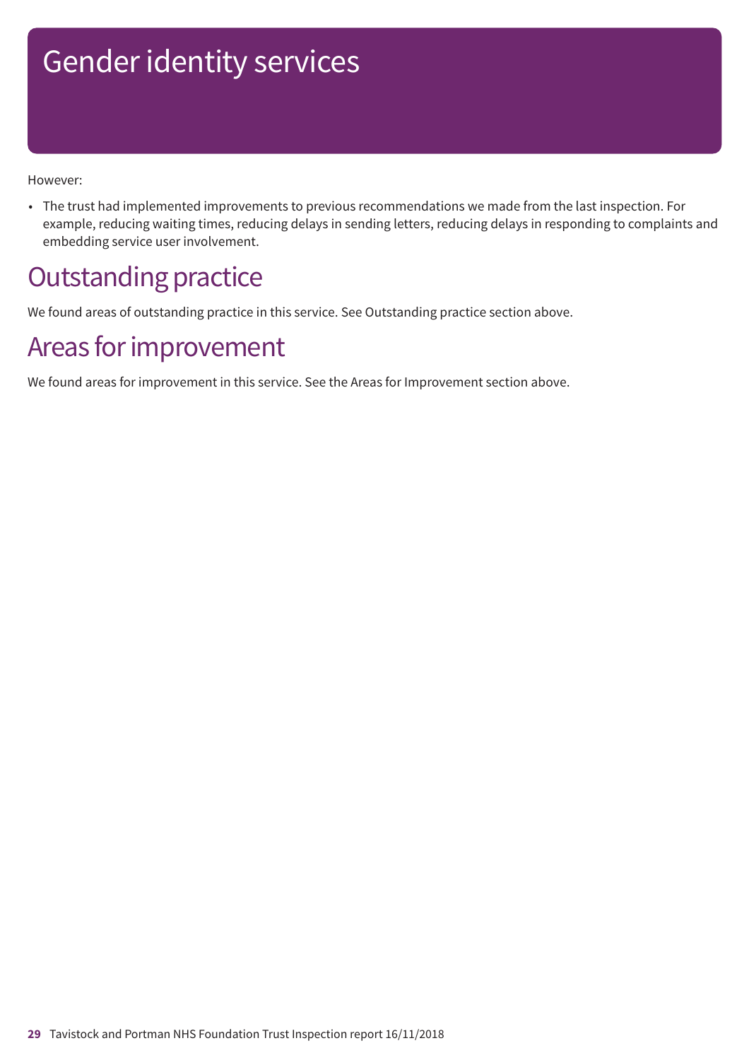# Gender identity services

However:

- The trust had implemented improvements to previous recommendations we made from the last inspection. For example, reducing waiting times, reducing delays in sending letters, reducing delays in responding to complaints and embedding service user involvement.

## Outstanding practice

We found areas of outstanding practice in this service. See Outstanding practice section above.

## Areas for improvement

We found areas for improvement in this service. See the Areas for Improvement section above.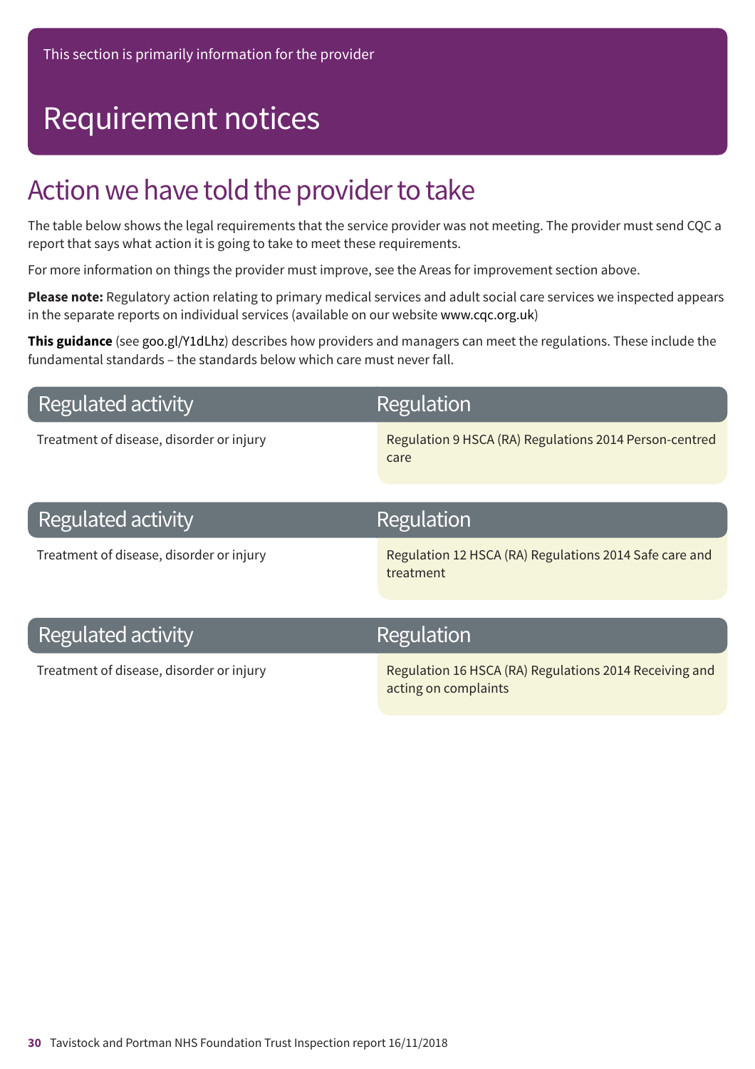This section is primarily information for the provider

# Requirement notices

## Action we have told the provider to take

The table below shows the legal requirements that the service provider was not meeting. The provider must send CQC a report that says what action it is going to take to meet these requirements.

For more information on things the provider must improve, see the Areas for improvement section above.

**Please note:** Regulatory action relating to primary medical services and adult social care services we inspected appears in the separate reports on individual services (available on our website www.cqc.org.uk)

**This guidance** (see goo.gl/Y1dLhz) describes how providers and managers can meet the regulations. These include the fundamental standards – the standards below which care must never fall.

| Regulated activity | Regulation |
|---|---|
| Treatment of disease, disorder or injury | Regulation 9 HSCA (RA) Regulations 2014 Person-centred care |

| Regulated activity | Regulation |
|---|---|
| Treatment of disease, disorder or injury | Regulation 12 HSCA (RA) Regulations 2014 Safe care and treatment |

| Regulated activity | Regulation |
|---|---|
| Treatment of disease, disorder or injury | Regulation 16 HSCA (RA) Regulations 2014 Receiving and acting on complaints |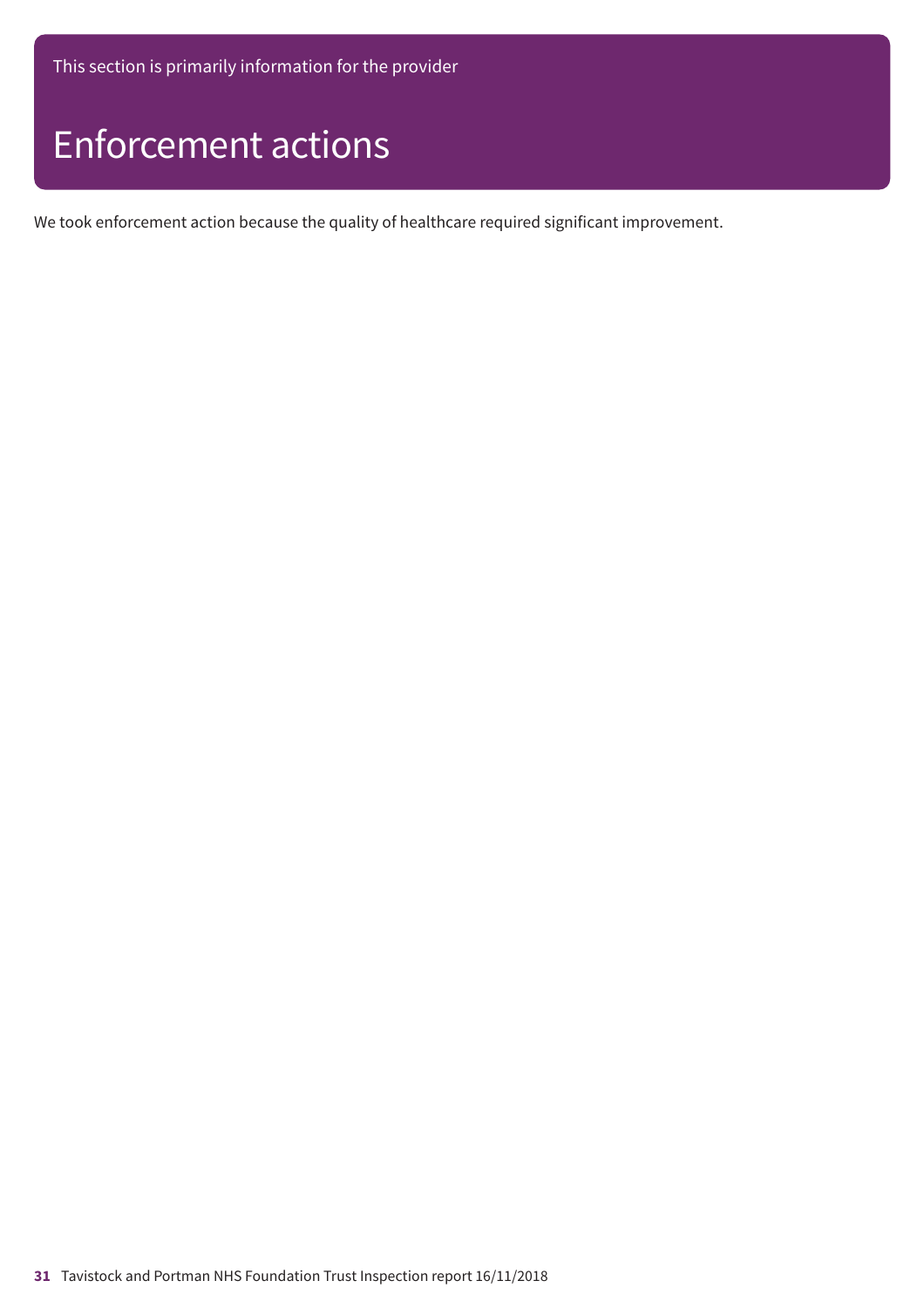This section is primarily information for the provider

# Enforcement actions

We took enforcement action because the quality of healthcare required significant improvement.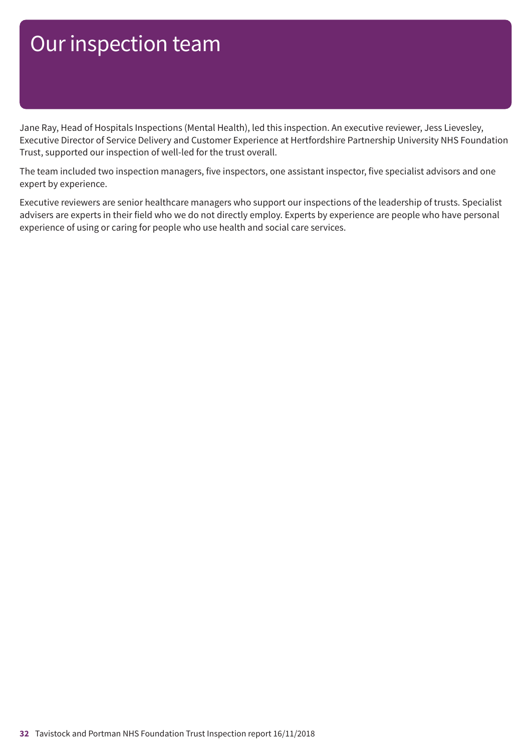# Our inspection team

Jane Ray, Head of Hospitals Inspections (Mental Health), led this inspection. An executive reviewer, Jess Lievesley, Executive Director of Service Delivery and Customer Experience at Hertfordshire Partnership University NHS Foundation Trust, supported our inspection of well-led for the trust overall.

The team included two inspection managers, five inspectors, one assistant inspector, five specialist advisors and one expert by experience.

Executive reviewers are senior healthcare managers who support our inspections of the leadership of trusts. Specialist advisers are experts in their field who we do not directly employ. Experts by experience are people who have personal experience of using or caring for people who use health and social care services.